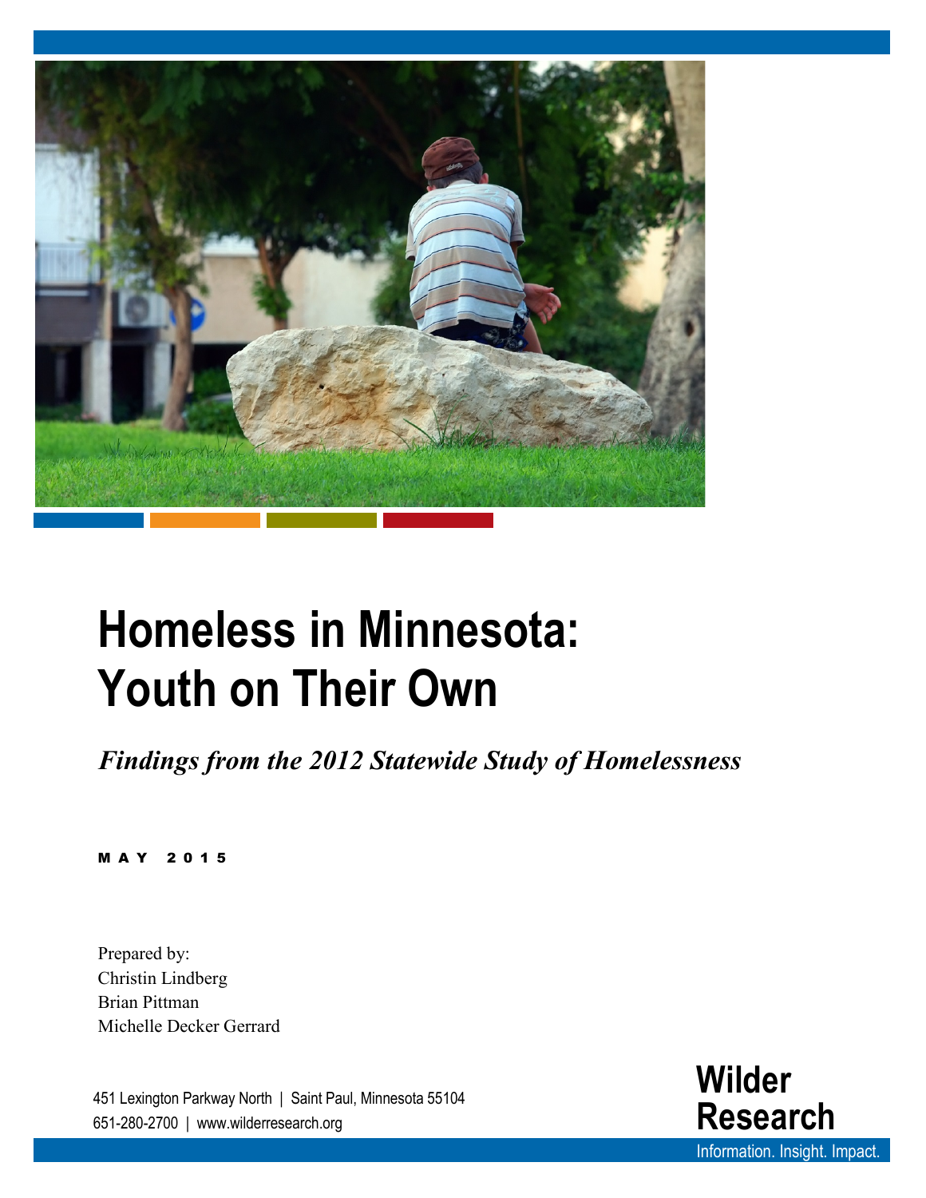# Homeless in Minnesota: Youth on Their Own

*Findings from the 2012 Statewide Study of Homelessness*

MAY 2015

Prepared by:
Christin Lindberg
Brian Pittman
Michelle Decker Gerrard

451 Lexington Parkway North | Saint Paul, Minnesota 55104
651-280-2700 | www.wilderresearch.org

**Wilder Research**
Information. Insight. Impact.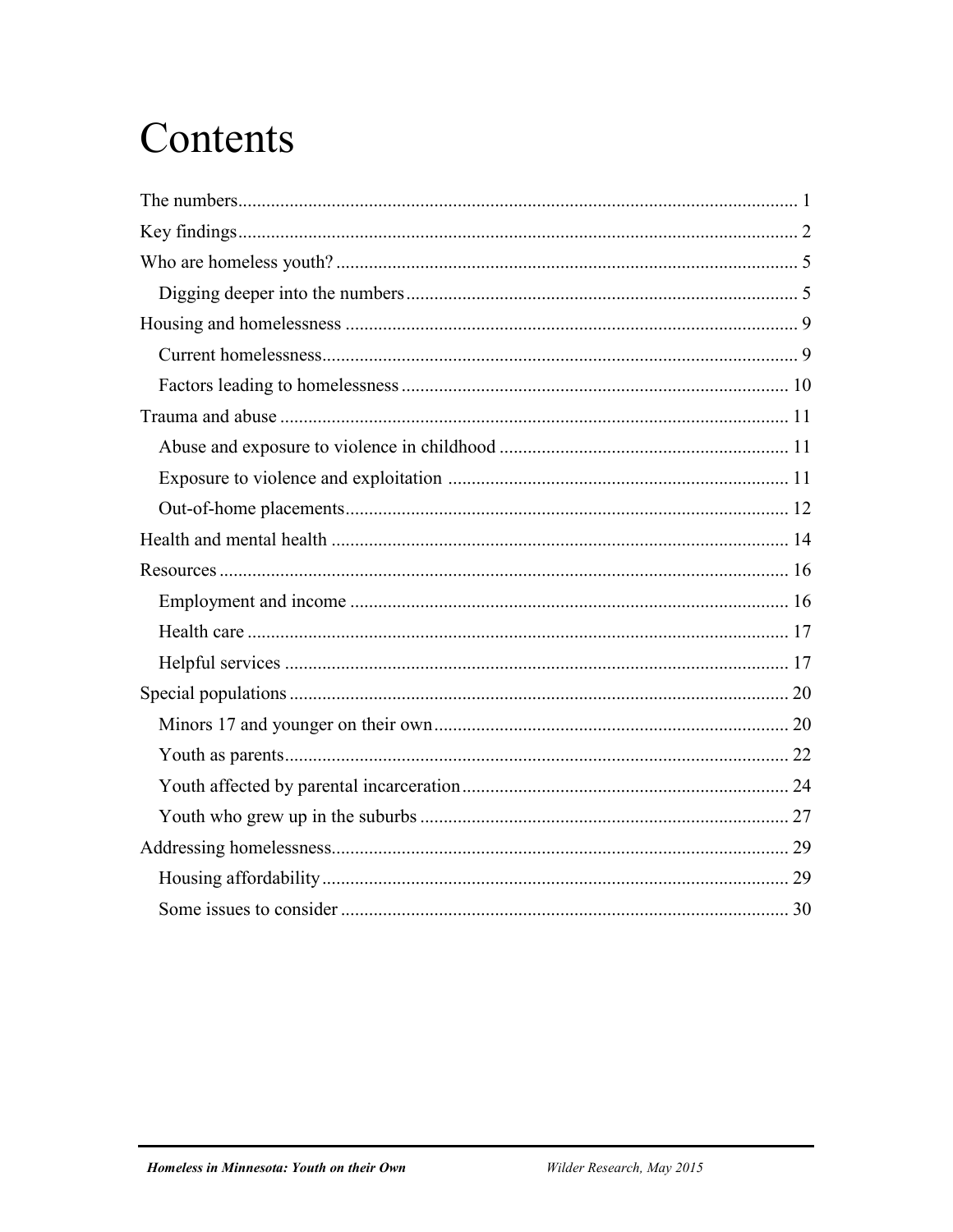# Contents

The numbers....................................................................................................................... 1

Key findings....................................................................................................................... 2

Who are homeless youth? .................................................................................................. 5

  Digging deeper into the numbers .................................................................................... 5

Housing and homelessness ................................................................................................ 9

  Current homelessness ...................................................................................................... 9

  Factors leading to homelessness ................................................................................... 10

Trauma and abuse ............................................................................................................ 11

  Abuse and exposure to violence in childhood .............................................................. 11

  Exposure to violence and exploitation .......................................................................... 11

  Out-of-home placements ............................................................................................... 12

Health and mental health .................................................................................................. 14

Resources .......................................................................................................................... 16

  Employment and income .............................................................................................. 16

  Health care .................................................................................................................... 17

  Helpful services ............................................................................................................ 17

Special populations ........................................................................................................... 20

  Minors 17 and younger on their own ............................................................................ 20

  Youth as parents ............................................................................................................ 22

  Youth affected by parental incarceration ...................................................................... 24

  Youth who grew up in the suburbs ............................................................................... 27

Addressing homelessness.................................................................................................. 29

  Housing affordability .................................................................................................... 29

  Some issues to consider ................................................................................................ 30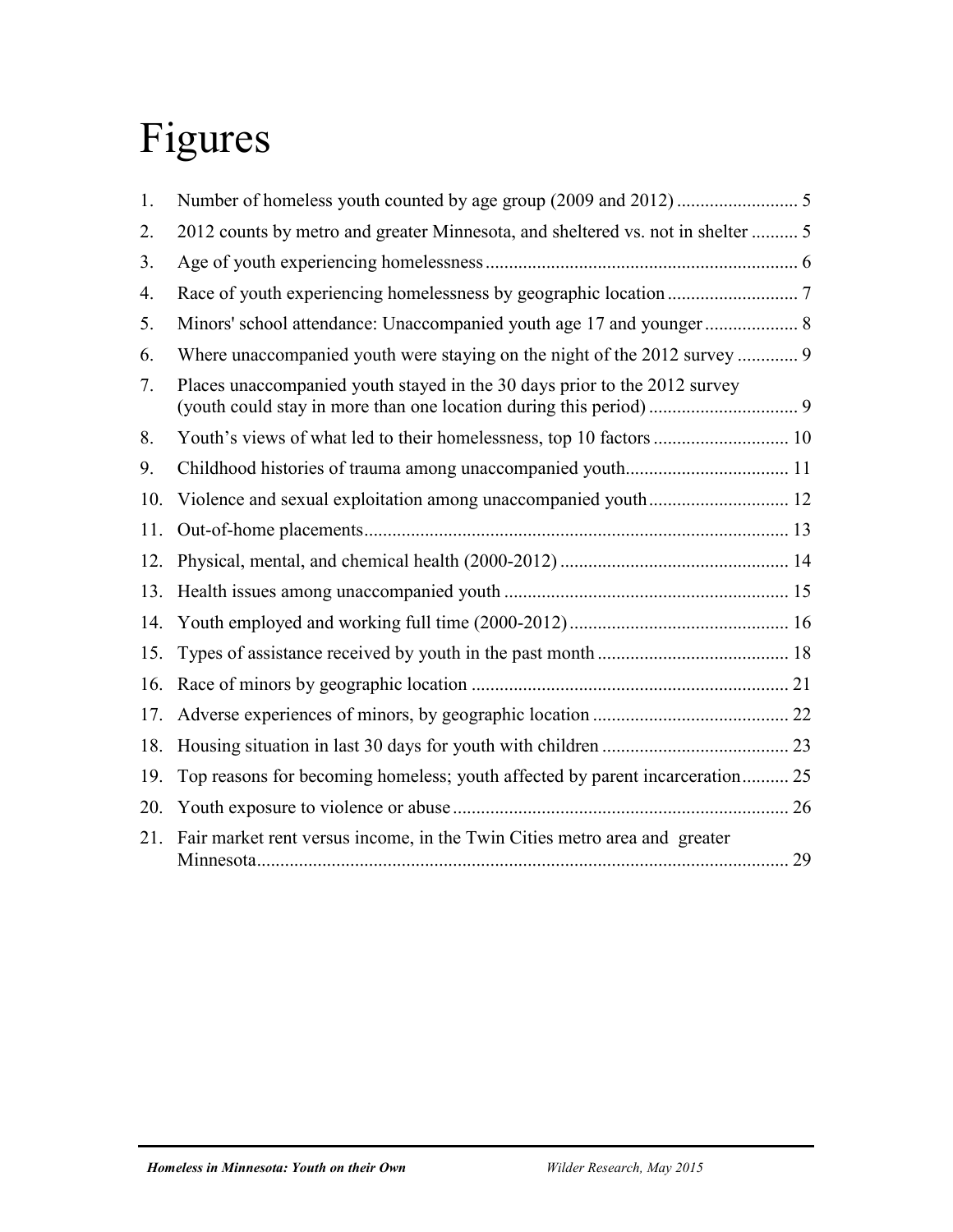# Figures

1. Number of homeless youth counted by age group (2009 and 2012) .......................... 5
2. 2012 counts by metro and greater Minnesota, and sheltered vs. not in shelter .......... 5
3. Age of youth experiencing homelessness.................................................................. 6
4. Race of youth experiencing homelessness by geographic location ............................ 7
5. Minors' school attendance: Unaccompanied youth age 17 and younger .................... 8
6. Where unaccompanied youth were staying on the night of the 2012 survey ............. 9
7. Places unaccompanied youth stayed in the 30 days prior to the 2012 survey (youth could stay in more than one location during this period) ................................ 9
8. Youth's views of what led to their homelessness, top 10 factors ............................. 10
9. Childhood histories of trauma among unaccompanied youth................................... 11
10. Violence and sexual exploitation among unaccompanied youth .............................. 12
11. Out-of-home placements.......................................................................................... 13
12. Physical, mental, and chemical health (2000-2012) ................................................ 14
13. Health issues among unaccompanied youth ............................................................ 15
14. Youth employed and working full time (2000-2012) .............................................. 16
15. Types of assistance received by youth in the past month ........................................ 18
16. Race of minors by geographic location ................................................................... 21
17. Adverse experiences of minors, by geographic location .......................................... 22
18. Housing situation in last 30 days for youth with children ........................................ 23
19. Top reasons for becoming homeless; youth affected by parent incarceration.......... 25
20. Youth exposure to violence or abuse ....................................................................... 26
21. Fair market rent versus income, in the Twin Cities metro area and greater Minnesota................................................................................................................. 29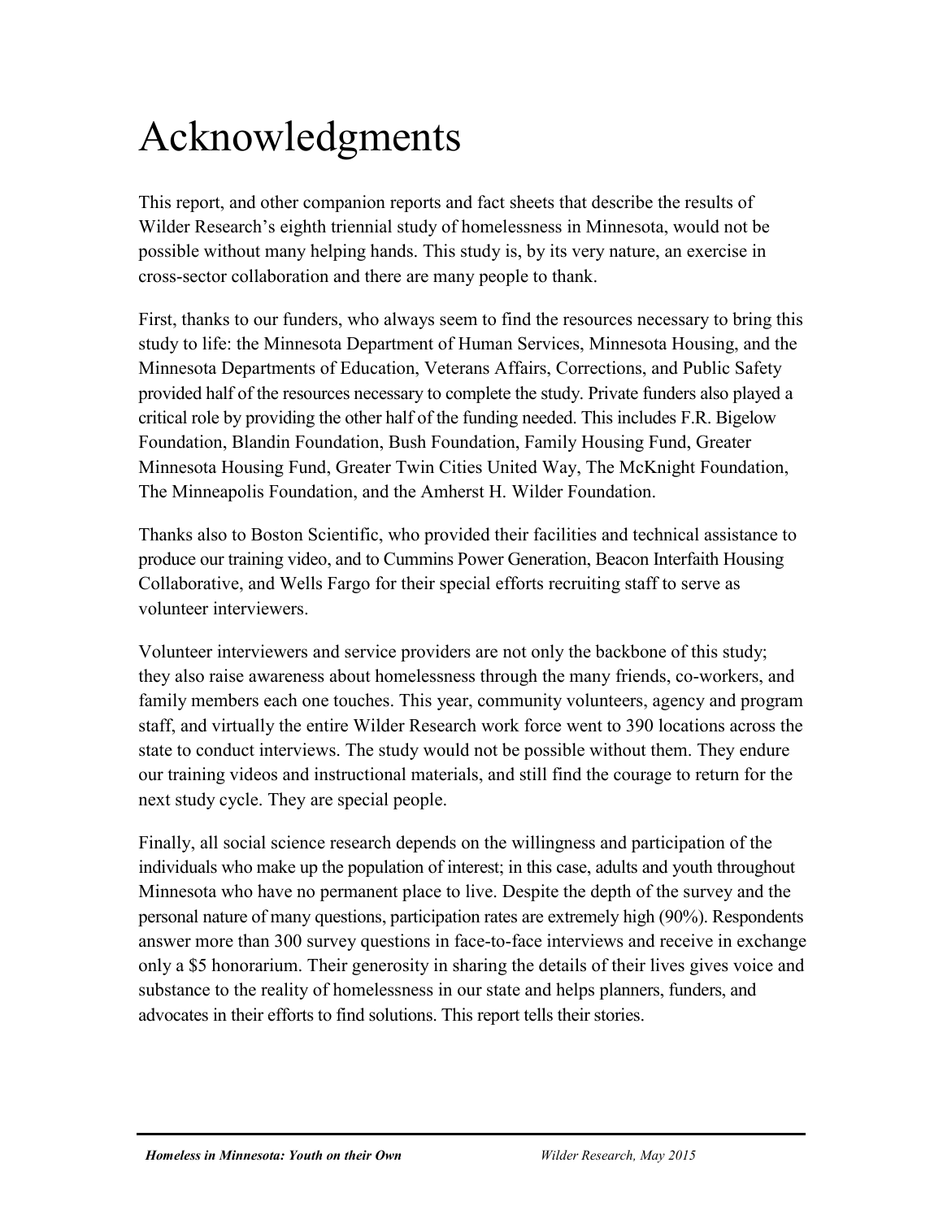# Acknowledgments

This report, and other companion reports and fact sheets that describe the results of Wilder Research's eighth triennial study of homelessness in Minnesota, would not be possible without many helping hands. This study is, by its very nature, an exercise in cross-sector collaboration and there are many people to thank.

First, thanks to our funders, who always seem to find the resources necessary to bring this study to life: the Minnesota Department of Human Services, Minnesota Housing, and the Minnesota Departments of Education, Veterans Affairs, Corrections, and Public Safety provided half of the resources necessary to complete the study. Private funders also played a critical role by providing the other half of the funding needed. This includes F.R. Bigelow Foundation, Blandin Foundation, Bush Foundation, Family Housing Fund, Greater Minnesota Housing Fund, Greater Twin Cities United Way, The McKnight Foundation, The Minneapolis Foundation, and the Amherst H. Wilder Foundation.

Thanks also to Boston Scientific, who provided their facilities and technical assistance to produce our training video, and to Cummins Power Generation, Beacon Interfaith Housing Collaborative, and Wells Fargo for their special efforts recruiting staff to serve as volunteer interviewers.

Volunteer interviewers and service providers are not only the backbone of this study; they also raise awareness about homelessness through the many friends, co-workers, and family members each one touches. This year, community volunteers, agency and program staff, and virtually the entire Wilder Research work force went to 390 locations across the state to conduct interviews. The study would not be possible without them. They endure our training videos and instructional materials, and still find the courage to return for the next study cycle. They are special people.

Finally, all social science research depends on the willingness and participation of the individuals who make up the population of interest; in this case, adults and youth throughout Minnesota who have no permanent place to live. Despite the depth of the survey and the personal nature of many questions, participation rates are extremely high (90%). Respondents answer more than 300 survey questions in face-to-face interviews and receive in exchange only a $5 honorarium. Their generosity in sharing the details of their lives gives voice and substance to the reality of homelessness in our state and helps planners, funders, and advocates in their efforts to find solutions. This report tells their stories.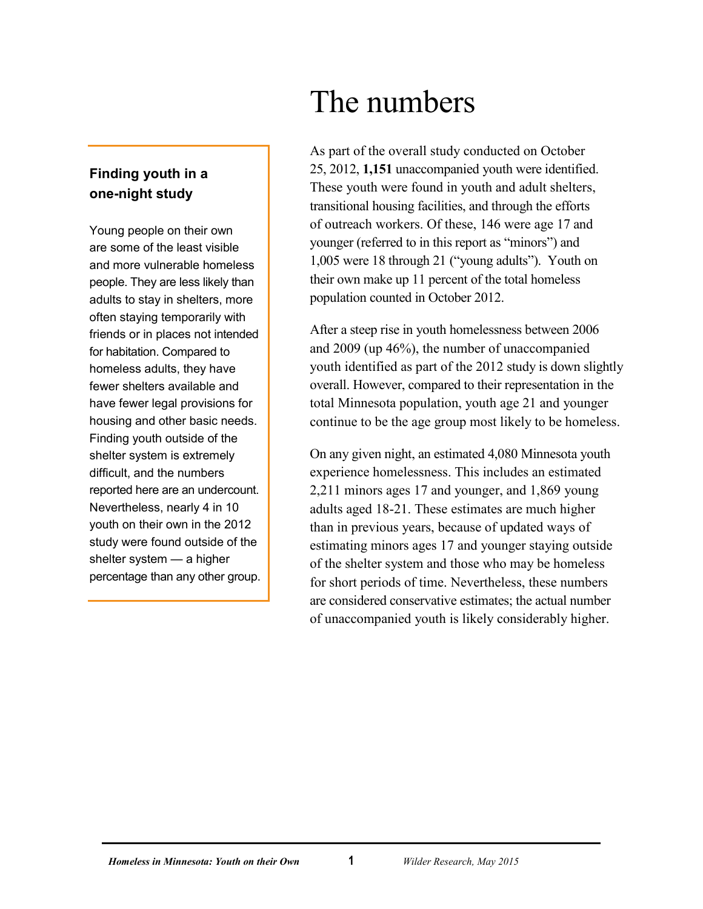# The numbers

As part of the overall study conducted on October 25, 2012, **1,151** unaccompanied youth were identified. These youth were found in youth and adult shelters, transitional housing facilities, and through the efforts of outreach workers. Of these, 146 were age 17 and younger (referred to in this report as "minors") and 1,005 were 18 through 21 ("young adults"). Youth on their own make up 11 percent of the total homeless population counted in October 2012.

After a steep rise in youth homelessness between 2006 and 2009 (up 46%), the number of unaccompanied youth identified as part of the 2012 study is down slightly overall. However, compared to their representation in the total Minnesota population, youth age 21 and younger continue to be the age group most likely to be homeless.

On any given night, an estimated 4,080 Minnesota youth experience homelessness. This includes an estimated 2,211 minors ages 17 and younger, and 1,869 young adults aged 18-21. These estimates are much higher than in previous years, because of updated ways of estimating minors ages 17 and younger staying outside of the shelter system and those who may be homeless for short periods of time. Nevertheless, these numbers are considered conservative estimates; the actual number of unaccompanied youth is likely considerably higher.

### Finding youth in a one-night study

Young people on their own are some of the least visible and more vulnerable homeless people. They are less likely than adults to stay in shelters, more often staying temporarily with friends or in places not intended for habitation. Compared to homeless adults, they have fewer shelters available and have fewer legal provisions for housing and other basic needs. Finding youth outside of the shelter system is extremely difficult, and the numbers reported here are an undercount. Nevertheless, nearly 4 in 10 youth on their own in the 2012 study were found outside of the shelter system — a higher percentage than any other group.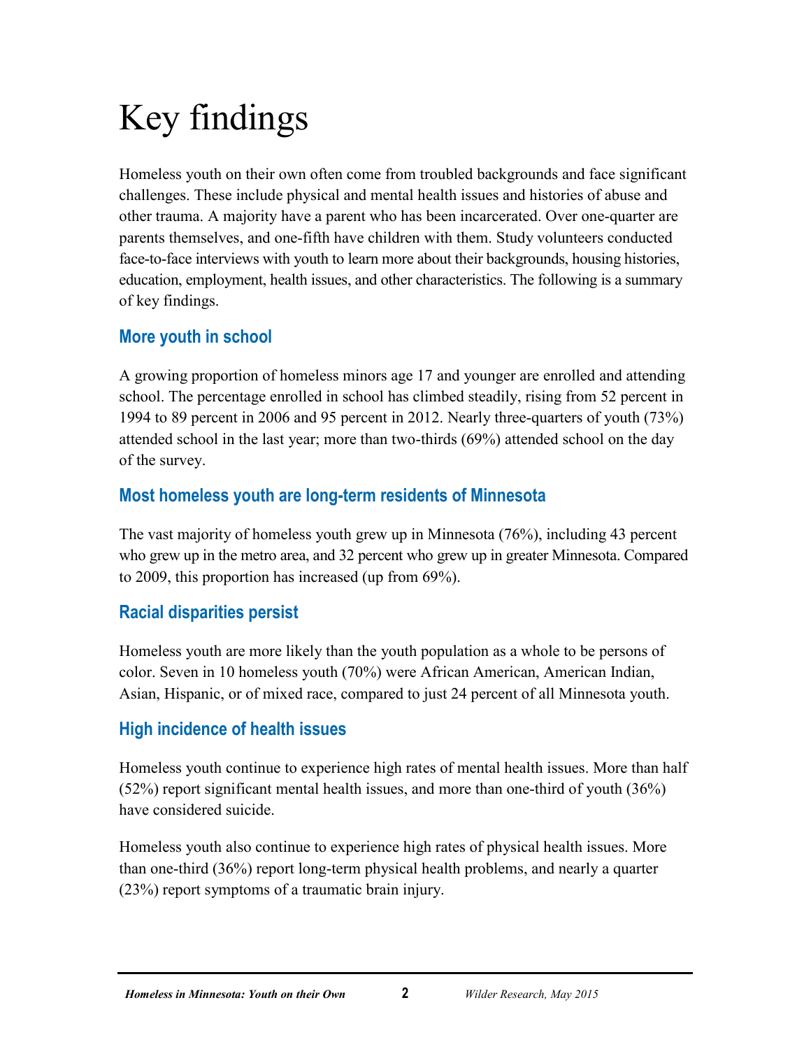# Key findings

Homeless youth on their own often come from troubled backgrounds and face significant challenges. These include physical and mental health issues and histories of abuse and other trauma. A majority have a parent who has been incarcerated. Over one-quarter are parents themselves, and one-fifth have children with them. Study volunteers conducted face-to-face interviews with youth to learn more about their backgrounds, housing histories, education, employment, health issues, and other characteristics. The following is a summary of key findings.

## More youth in school

A growing proportion of homeless minors age 17 and younger are enrolled and attending school. The percentage enrolled in school has climbed steadily, rising from 52 percent in 1994 to 89 percent in 2006 and 95 percent in 2012. Nearly three-quarters of youth (73%) attended school in the last year; more than two-thirds (69%) attended school on the day of the survey.

## Most homeless youth are long-term residents of Minnesota

The vast majority of homeless youth grew up in Minnesota (76%), including 43 percent who grew up in the metro area, and 32 percent who grew up in greater Minnesota. Compared to 2009, this proportion has increased (up from 69%).

## Racial disparities persist

Homeless youth are more likely than the youth population as a whole to be persons of color. Seven in 10 homeless youth (70%) were African American, American Indian, Asian, Hispanic, or of mixed race, compared to just 24 percent of all Minnesota youth.

## High incidence of health issues

Homeless youth continue to experience high rates of mental health issues. More than half (52%) report significant mental health issues, and more than one-third of youth (36%) have considered suicide.

Homeless youth also continue to experience high rates of physical health issues. More than one-third (36%) report long-term physical health problems, and nearly a quarter (23%) report symptoms of a traumatic brain injury.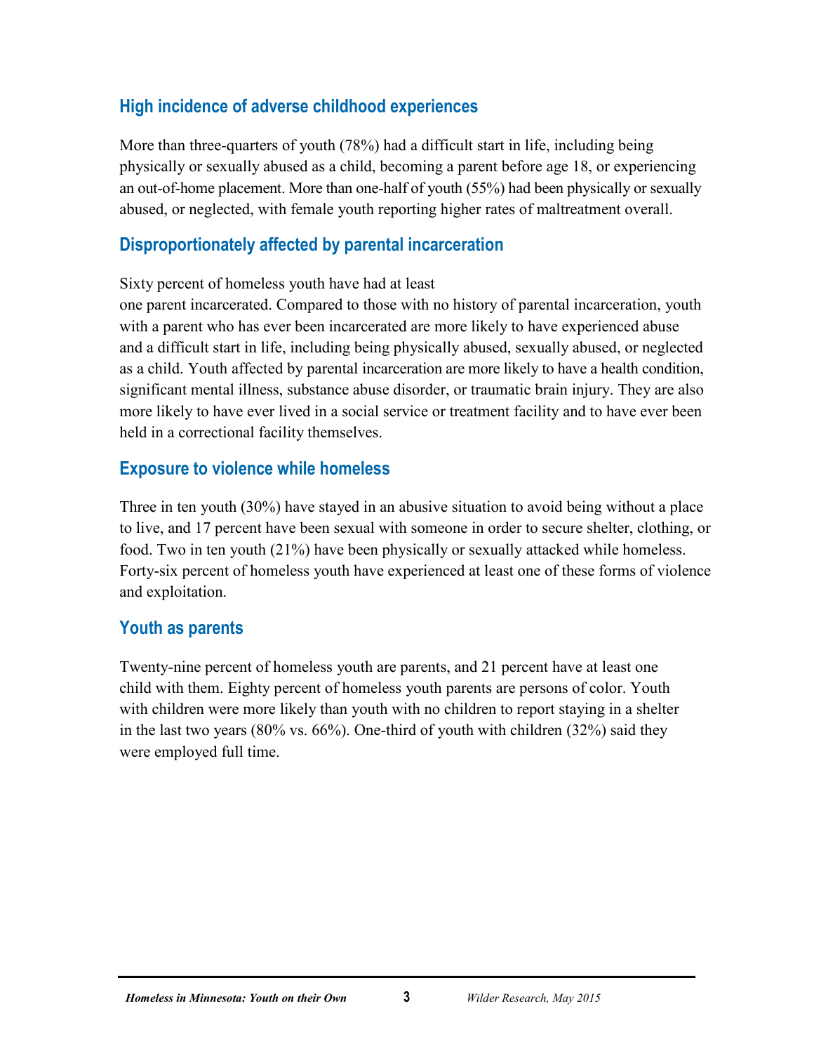## High incidence of adverse childhood experiences

More than three-quarters of youth (78%) had a difficult start in life, including being physically or sexually abused as a child, becoming a parent before age 18, or experiencing an out-of-home placement. More than one-half of youth (55%) had been physically or sexually abused, or neglected, with female youth reporting higher rates of maltreatment overall.

## Disproportionately affected by parental incarceration

Sixty percent of homeless youth have had at least one parent incarcerated. Compared to those with no history of parental incarceration, youth with a parent who has ever been incarcerated are more likely to have experienced abuse and a difficult start in life, including being physically abused, sexually abused, or neglected as a child. Youth affected by parental incarceration are more likely to have a health condition, significant mental illness, substance abuse disorder, or traumatic brain injury. They are also more likely to have ever lived in a social service or treatment facility and to have ever been held in a correctional facility themselves.

## Exposure to violence while homeless

Three in ten youth (30%) have stayed in an abusive situation to avoid being without a place to live, and 17 percent have been sexual with someone in order to secure shelter, clothing, or food. Two in ten youth (21%) have been physically or sexually attacked while homeless. Forty-six percent of homeless youth have experienced at least one of these forms of violence and exploitation.

## Youth as parents

Twenty-nine percent of homeless youth are parents, and 21 percent have at least one child with them. Eighty percent of homeless youth parents are persons of color. Youth with children were more likely than youth with no children to report staying in a shelter in the last two years (80% vs. 66%). One-third of youth with children (32%) said they were employed full time.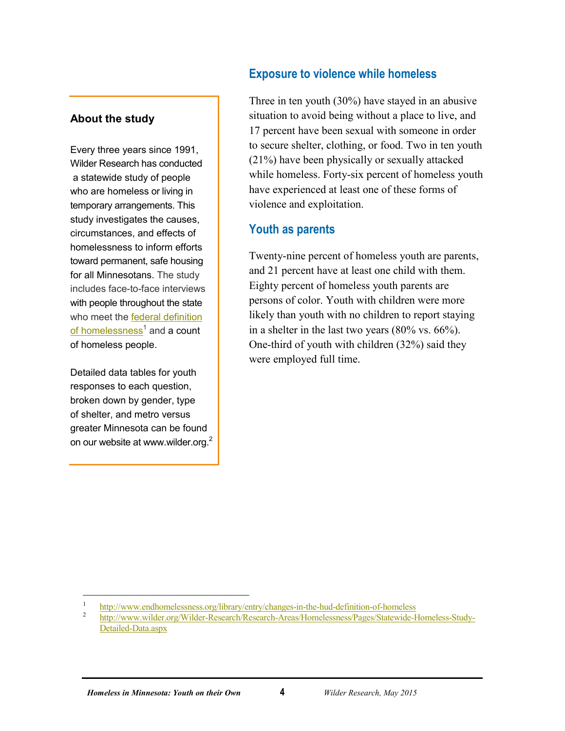## About the study

Every three years since 1991, Wilder Research has conducted a statewide study of people who are homeless or living in temporary arrangements. This study investigates the causes, circumstances, and effects of homelessness to inform efforts toward permanent, safe housing for all Minnesotans. The study includes face-to-face interviews with people throughout the state who meet the [federal definition of homelessness](http://www.endhomelessness.org/library/entry/changes-in-the-hud-definition-of-homeless)[1] and a count of homeless people.

Detailed data tables for youth responses to each question, broken down by gender, type of shelter, and metro versus greater Minnesota can be found on our website at www.wilder.org.[2]

## Exposure to violence while homeless

Three in ten youth (30%) have stayed in an abusive situation to avoid being without a place to live, and 17 percent have been sexual with someone in order to secure shelter, clothing, or food. Two in ten youth (21%) have been physically or sexually attacked while homeless. Forty-six percent of homeless youth have experienced at least one of these forms of violence and exploitation.

## Youth as parents

Twenty-nine percent of homeless youth are parents, and 21 percent have at least one child with them. Eighty percent of homeless youth parents are persons of color. Youth with children were more likely than youth with no children to report staying in a shelter in the last two years (80% vs. 66%). One-third of youth with children (32%) said they were employed full time.

---

[1] http://www.endhomelessness.org/library/entry/changes-in-the-hud-definition-of-homeless

[2] http://www.wilder.org/Wilder-Research/Research-Areas/Homelessness/Pages/Statewide-Homeless-Study-Detailed-Data.aspx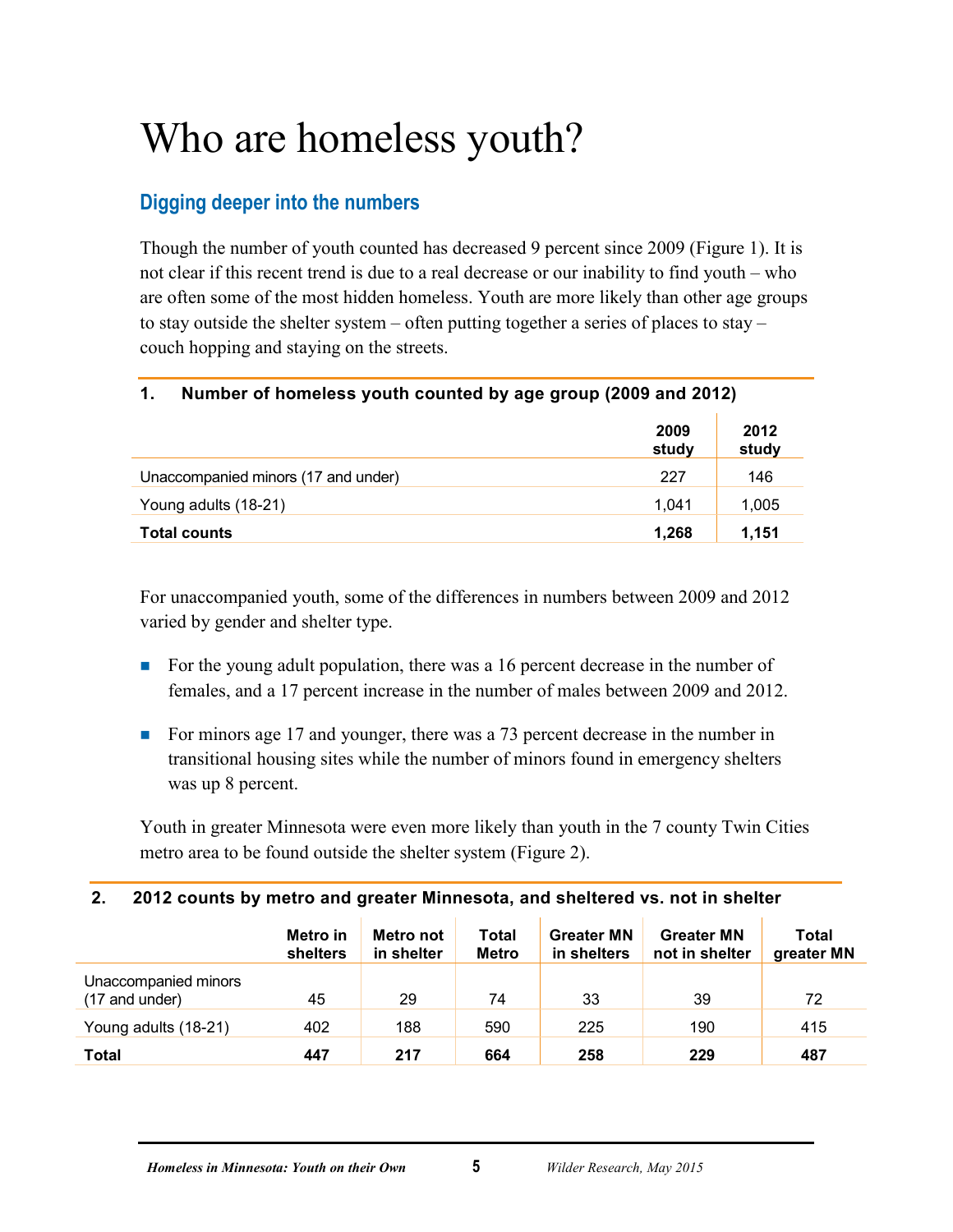# Who are homeless youth?

## Digging deeper into the numbers

Though the number of youth counted has decreased 9 percent since 2009 (Figure 1). It is not clear if this recent trend is due to a real decrease or our inability to find youth – who are often some of the most hidden homeless. Youth are more likely than other age groups to stay outside the shelter system – often putting together a series of places to stay – couch hopping and staying on the streets.

**1. Number of homeless youth counted by age group (2009 and 2012)**

| | 2009 study | 2012 study |
|---|---|---|
| Unaccompanied minors (17 and under) | 227 | 146 |
| Young adults (18-21) | 1,041 | 1,005 |
| **Total counts** | **1,268** | **1,151** |

For unaccompanied youth, some of the differences in numbers between 2009 and 2012 varied by gender and shelter type.

- For the young adult population, there was a 16 percent decrease in the number of females, and a 17 percent increase in the number of males between 2009 and 2012.
- For minors age 17 and younger, there was a 73 percent decrease in the number in transitional housing sites while the number of minors found in emergency shelters was up 8 percent.

Youth in greater Minnesota were even more likely than youth in the 7 county Twin Cities metro area to be found outside the shelter system (Figure 2).

**2. 2012 counts by metro and greater Minnesota, and sheltered vs. not in shelter**

| | Metro in shelters | Metro not in shelter | Total Metro | Greater MN in shelters | Greater MN not in shelter | Total greater MN |
|---|---|---|---|---|---|---|
| Unaccompanied minors (17 and under) | 45 | 29 | 74 | 33 | 39 | 72 |
| Young adults (18-21) | 402 | 188 | 590 | 225 | 190 | 415 |
| **Total** | **447** | **217** | **664** | **258** | **229** | **487** |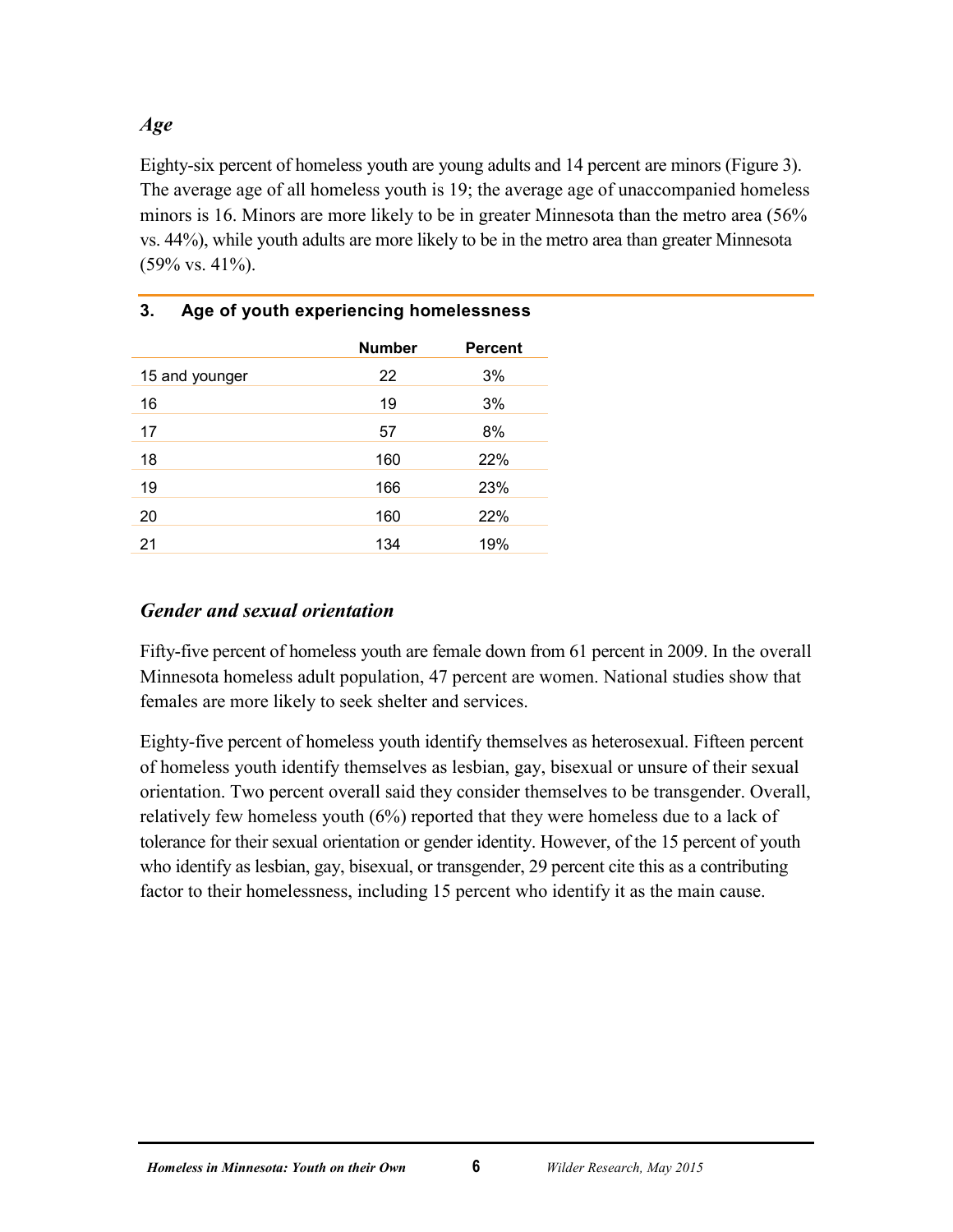### *Age*

Eighty-six percent of homeless youth are young adults and 14 percent are minors (Figure 3). The average age of all homeless youth is 19; the average age of unaccompanied homeless minors is 16. Minors are more likely to be in greater Minnesota than the metro area (56% vs. 44%), while youth adults are more likely to be in the metro area than greater Minnesota (59% vs. 41%).

**3. Age of youth experiencing homelessness**

| | Number | Percent |
|---|---|---|
| 15 and younger | 22 | 3% |
| 16 | 19 | 3% |
| 17 | 57 | 8% |
| 18 | 160 | 22% |
| 19 | 166 | 23% |
| 20 | 160 | 22% |
| 21 | 134 | 19% |

### *Gender and sexual orientation*

Fifty-five percent of homeless youth are female down from 61 percent in 2009. In the overall Minnesota homeless adult population, 47 percent are women. National studies show that females are more likely to seek shelter and services.

Eighty-five percent of homeless youth identify themselves as heterosexual. Fifteen percent of homeless youth identify themselves as lesbian, gay, bisexual or unsure of their sexual orientation. Two percent overall said they consider themselves to be transgender. Overall, relatively few homeless youth (6%) reported that they were homeless due to a lack of tolerance for their sexual orientation or gender identity. However, of the 15 percent of youth who identify as lesbian, gay, bisexual, or transgender, 29 percent cite this as a contributing factor to their homelessness, including 15 percent who identify it as the main cause.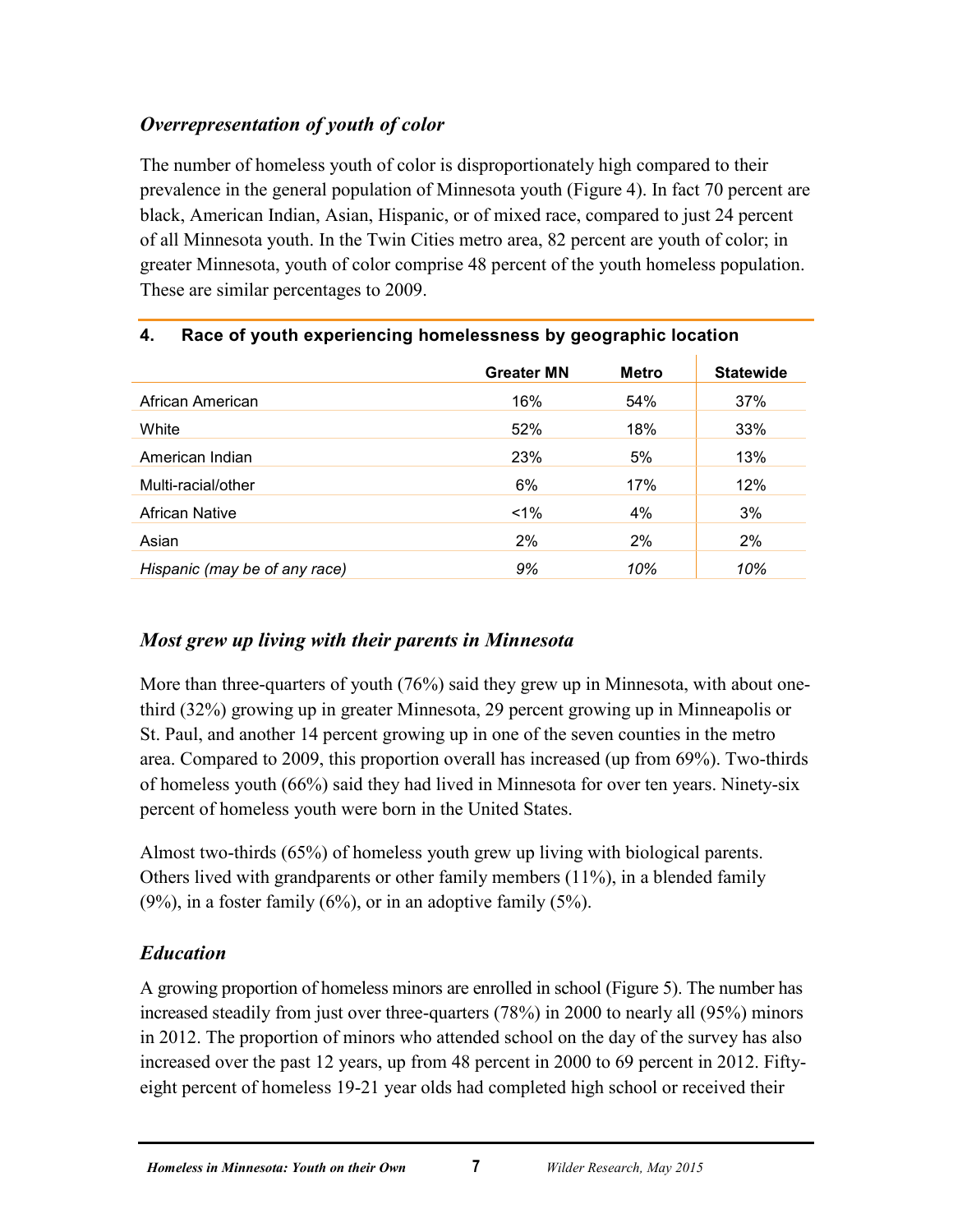### *Overrepresentation of youth of color*

The number of homeless youth of color is disproportionately high compared to their prevalence in the general population of Minnesota youth (Figure 4). In fact 70 percent are black, American Indian, Asian, Hispanic, or of mixed race, compared to just 24 percent of all Minnesota youth. In the Twin Cities metro area, 82 percent are youth of color; in greater Minnesota, youth of color comprise 48 percent of the youth homeless population. These are similar percentages to 2009.

**4. Race of youth experiencing homelessness by geographic location**

| | Greater MN | Metro | Statewide |
|---|---|---|---|
| African American | 16% | 54% | 37% |
| White | 52% | 18% | 33% |
| American Indian | 23% | 5% | 13% |
| Multi-racial/other | 6% | 17% | 12% |
| African Native | <1% | 4% | 3% |
| Asian | 2% | 2% | 2% |
| *Hispanic (may be of any race)* | *9%* | *10%* | *10%* |

### *Most grew up living with their parents in Minnesota*

More than three-quarters of youth (76%) said they grew up in Minnesota, with about one-third (32%) growing up in greater Minnesota, 29 percent growing up in Minneapolis or St. Paul, and another 14 percent growing up in one of the seven counties in the metro area. Compared to 2009, this proportion overall has increased (up from 69%). Two-thirds of homeless youth (66%) said they had lived in Minnesota for over ten years. Ninety-six percent of homeless youth were born in the United States.

Almost two-thirds (65%) of homeless youth grew up living with biological parents. Others lived with grandparents or other family members (11%), in a blended family (9%), in a foster family (6%), or in an adoptive family (5%).

### *Education*

A growing proportion of homeless minors are enrolled in school (Figure 5). The number has increased steadily from just over three-quarters (78%) in 2000 to nearly all (95%) minors in 2012. The proportion of minors who attended school on the day of the survey has also increased over the past 12 years, up from 48 percent in 2000 to 69 percent in 2012. Fifty-eight percent of homeless 19-21 year olds had completed high school or received their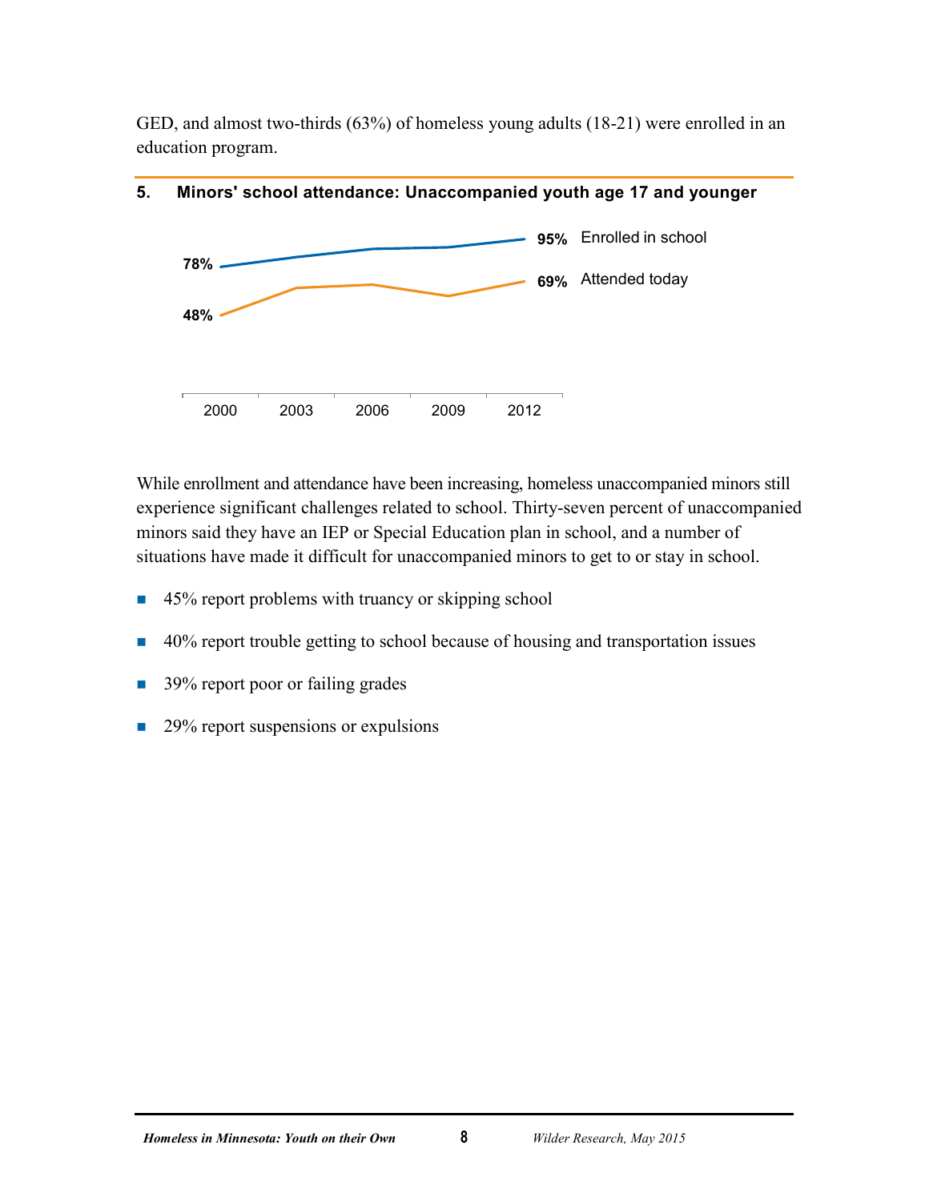GED, and almost two-thirds (63%) of homeless young adults (18-21) were enrolled in an education program.

**5. Minors' school attendance: Unaccompanied youth age 17 and younger**

| | 2000 | 2003 | 2006 | 2009 | 2012 |
|---|---|---|---|---|---|
| Enrolled in school | 78% | | | | 95% |
| Attended today | 48% | | | | 69% |

While enrollment and attendance have been increasing, homeless unaccompanied minors still experience significant challenges related to school. Thirty-seven percent of unaccompanied minors said they have an IEP or Special Education plan in school, and a number of situations have made it difficult for unaccompanied minors to get to or stay in school.

- 45% report problems with truancy or skipping school
- 40% report trouble getting to school because of housing and transportation issues
- 39% report poor or failing grades
- 29% report suspensions or expulsions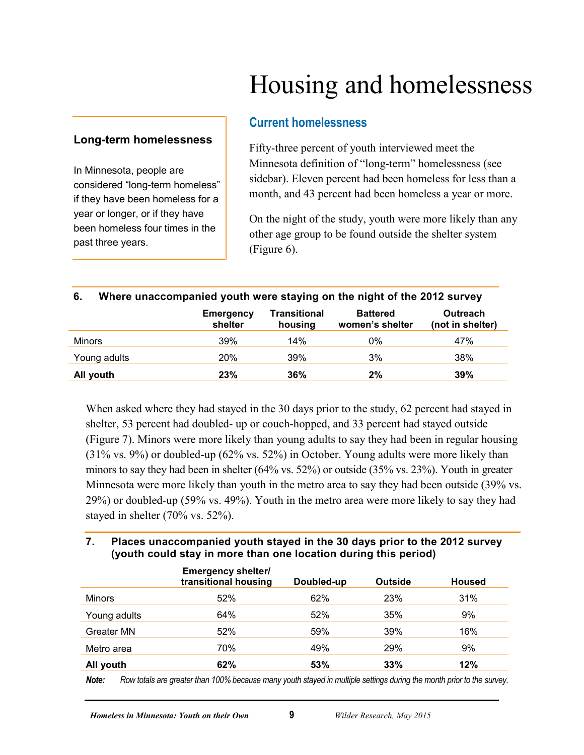# Housing and homelessness

## Current homelessness

Fifty-three percent of youth interviewed meet the Minnesota definition of "long-term" homelessness (see sidebar). Eleven percent had been homeless for less than a month, and 43 percent had been homeless a year or more.

On the night of the study, youth were more likely than any other age group to be found outside the shelter system (Figure 6).

> **Long-term homelessness**
>
> In Minnesota, people are considered "long-term homeless" if they have been homeless for a year or longer, or if they have been homeless four times in the past three years.

**6. Where unaccompanied youth were staying on the night of the 2012 survey**

| | Emergency shelter | Transitional housing | Battered women's shelter | Outreach (not in shelter) |
|---|---|---|---|---|
| Minors | 39% | 14% | 0% | 47% |
| Young adults | 20% | 39% | 3% | 38% |
| **All youth** | **23%** | **36%** | **2%** | **39%** |

When asked where they had stayed in the 30 days prior to the study, 62 percent had stayed in shelter, 53 percent had doubled- up or couch-hopped, and 33 percent had stayed outside (Figure 7). Minors were more likely than young adults to say they had been in regular housing (31% vs. 9%) or doubled-up (62% vs. 52%) in October. Young adults were more likely than minors to say they had been in shelter (64% vs. 52%) or outside (35% vs. 23%). Youth in greater Minnesota were more likely than youth in the metro area to say they had been outside (39% vs. 29%) or doubled-up (59% vs. 49%). Youth in the metro area were more likely to say they had stayed in shelter (70% vs. 52%).

**7. Places unaccompanied youth stayed in the 30 days prior to the 2012 survey (youth could stay in more than one location during this period)**

| | Emergency shelter/ transitional housing | Doubled-up | Outside | Housed |
|---|---|---|---|---|
| Minors | 52% | 62% | 23% | 31% |
| Young adults | 64% | 52% | 35% | 9% |
| Greater MN | 52% | 59% | 39% | 16% |
| Metro area | 70% | 49% | 29% | 9% |
| **All youth** | **62%** | **53%** | **33%** | **12%** |

***Note:*** *Row totals are greater than 100% because many youth stayed in multiple settings during the month prior to the survey.*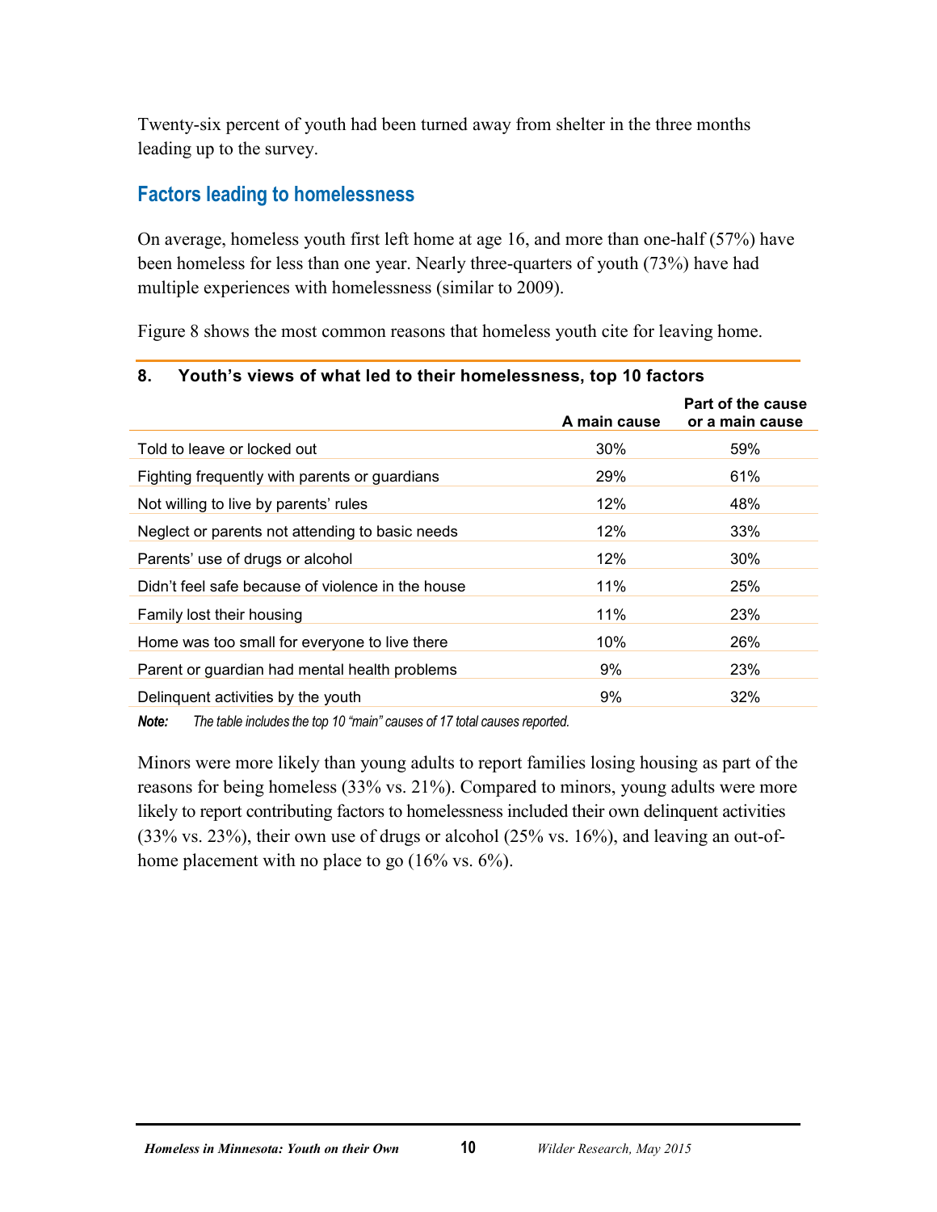Twenty-six percent of youth had been turned away from shelter in the three months leading up to the survey.

## Factors leading to homelessness

On average, homeless youth first left home at age 16, and more than one-half (57%) have been homeless for less than one year. Nearly three-quarters of youth (73%) have had multiple experiences with homelessness (similar to 2009).

Figure 8 shows the most common reasons that homeless youth cite for leaving home.

**8. Youth's views of what led to their homelessness, top 10 factors**

| | A main cause | Part of the cause or a main cause |
|---|---|---|
| Told to leave or locked out | 30% | 59% |
| Fighting frequently with parents or guardians | 29% | 61% |
| Not willing to live by parents' rules | 12% | 48% |
| Neglect or parents not attending to basic needs | 12% | 33% |
| Parents' use of drugs or alcohol | 12% | 30% |
| Didn't feel safe because of violence in the house | 11% | 25% |
| Family lost their housing | 11% | 23% |
| Home was too small for everyone to live there | 10% | 26% |
| Parent or guardian had mental health problems | 9% | 23% |
| Delinquent activities by the youth | 9% | 32% |

***Note:*** *The table includes the top 10 "main" causes of 17 total causes reported.*

Minors were more likely than young adults to report families losing housing as part of the reasons for being homeless (33% vs. 21%). Compared to minors, young adults were more likely to report contributing factors to homelessness included their own delinquent activities (33% vs. 23%), their own use of drugs or alcohol (25% vs. 16%), and leaving an out-of-home placement with no place to go (16% vs. 6%).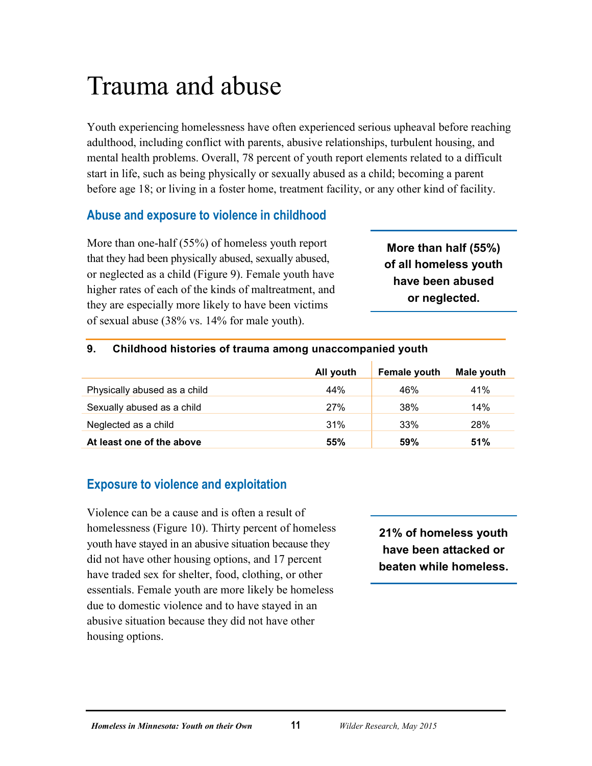# Trauma and abuse

Youth experiencing homelessness have often experienced serious upheaval before reaching adulthood, including conflict with parents, abusive relationships, turbulent housing, and mental health problems. Overall, 78 percent of youth report elements related to a difficult start in life, such as being physically or sexually abused as a child; becoming a parent before age 18; or living in a foster home, treatment facility, or any other kind of facility.

## Abuse and exposure to violence in childhood

More than one-half (55%) of homeless youth report that they had been physically abused, sexually abused, or neglected as a child (Figure 9). Female youth have higher rates of each of the kinds of maltreatment, and they are especially more likely to have been victims of sexual abuse (38% vs. 14% for male youth).

**More than half (55%) of all homeless youth have been abused or neglected.**

**9. Childhood histories of trauma among unaccompanied youth**

| | All youth | Female youth | Male youth |
|---|---|---|---|
| Physically abused as a child | 44% | 46% | 41% |
| Sexually abused as a child | 27% | 38% | 14% |
| Neglected as a child | 31% | 33% | 28% |
| **At least one of the above** | **55%** | **59%** | **51%** |

## Exposure to violence and exploitation

Violence can be a cause and is often a result of homelessness (Figure 10). Thirty percent of homeless youth have stayed in an abusive situation because they did not have other housing options, and 17 percent have traded sex for shelter, food, clothing, or other essentials. Female youth are more likely be homeless due to domestic violence and to have stayed in an abusive situation because they did not have other housing options.

**21% of homeless youth have been attacked or beaten while homeless.**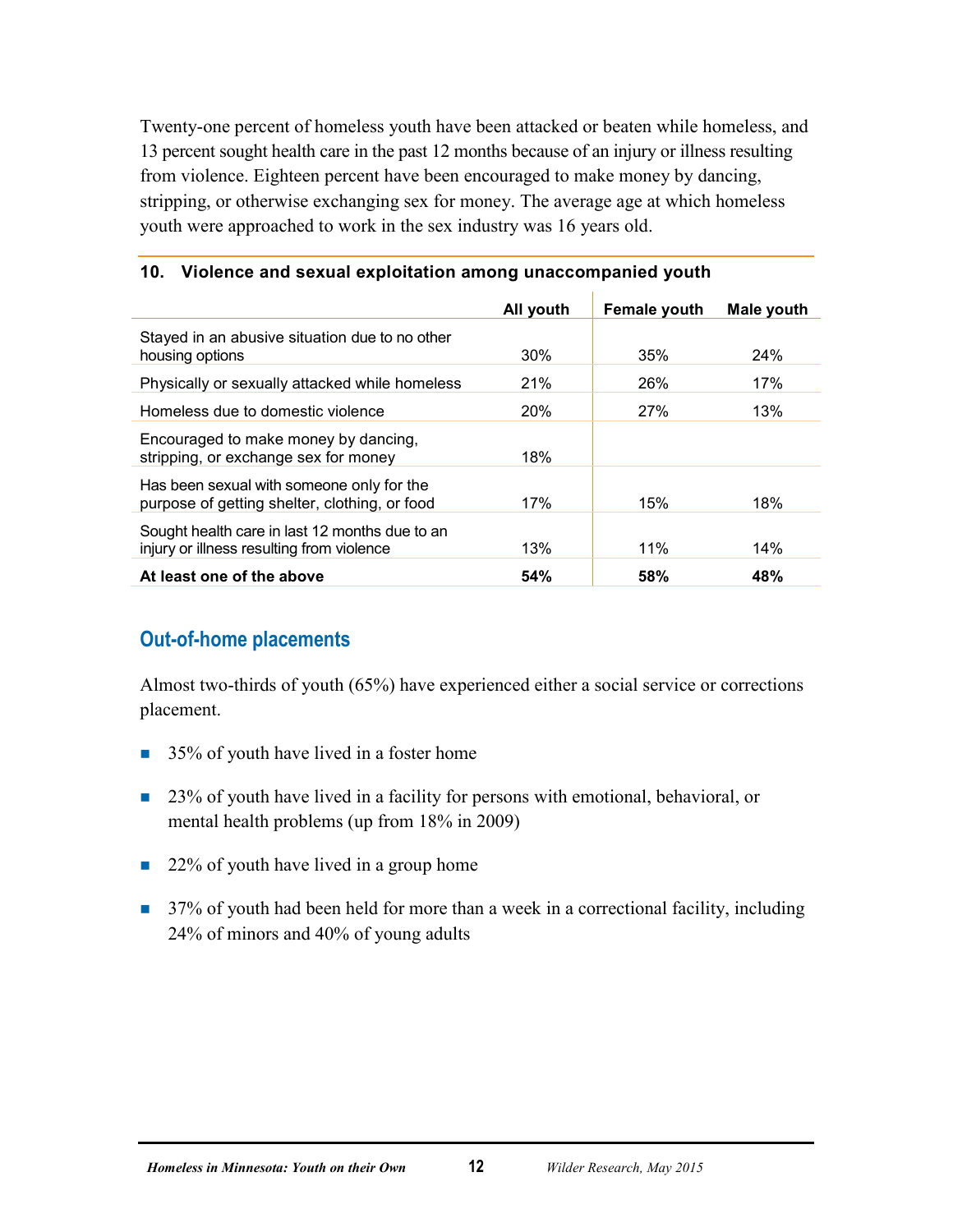Twenty-one percent of homeless youth have been attacked or beaten while homeless, and 13 percent sought health care in the past 12 months because of an injury or illness resulting from violence. Eighteen percent have been encouraged to make money by dancing, stripping, or otherwise exchanging sex for money. The average age at which homeless youth were approached to work in the sex industry was 16 years old.

**10. Violence and sexual exploitation among unaccompanied youth**

| | All youth | Female youth | Male youth |
|---|---|---|---|
| Stayed in an abusive situation due to no other housing options | 30% | 35% | 24% |
| Physically or sexually attacked while homeless | 21% | 26% | 17% |
| Homeless due to domestic violence | 20% | 27% | 13% |
| Encouraged to make money by dancing, stripping, or exchange sex for money | 18% | | |
| Has been sexual with someone only for the purpose of getting shelter, clothing, or food | 17% | 15% | 18% |
| Sought health care in last 12 months due to an injury or illness resulting from violence | 13% | 11% | 14% |
| **At least one of the above** | **54%** | **58%** | **48%** |

## Out-of-home placements

Almost two-thirds of youth (65%) have experienced either a social service or corrections placement.

- 35% of youth have lived in a foster home
- 23% of youth have lived in a facility for persons with emotional, behavioral, or mental health problems (up from 18% in 2009)
- 22% of youth have lived in a group home
- 37% of youth had been held for more than a week in a correctional facility, including 24% of minors and 40% of young adults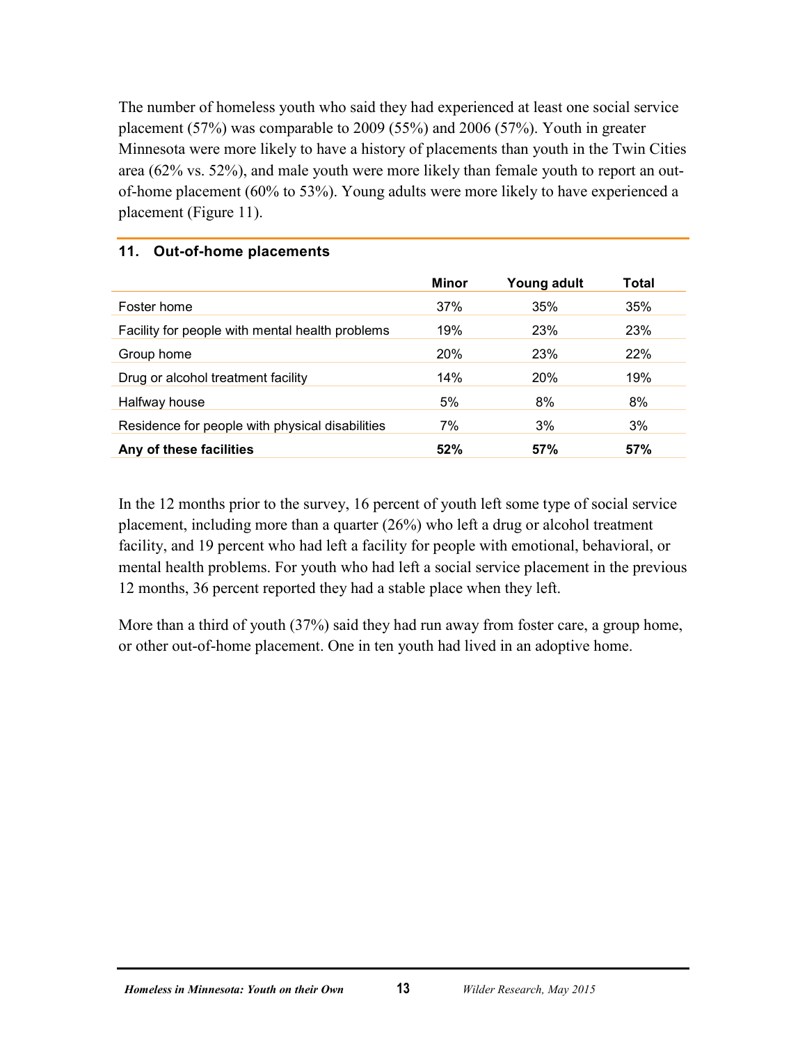The number of homeless youth who said they had experienced at least one social service placement (57%) was comparable to 2009 (55%) and 2006 (57%). Youth in greater Minnesota were more likely to have a history of placements than youth in the Twin Cities area (62% vs. 52%), and male youth were more likely than female youth to report an out-of-home placement (60% to 53%). Young adults were more likely to have experienced a placement (Figure 11).

**11. Out-of-home placements**

| | Minor | Young adult | Total |
|---|---|---|---|
| Foster home | 37% | 35% | 35% |
| Facility for people with mental health problems | 19% | 23% | 23% |
| Group home | 20% | 23% | 22% |
| Drug or alcohol treatment facility | 14% | 20% | 19% |
| Halfway house | 5% | 8% | 8% |
| Residence for people with physical disabilities | 7% | 3% | 3% |
| **Any of these facilities** | **52%** | **57%** | **57%** |

In the 12 months prior to the survey, 16 percent of youth left some type of social service placement, including more than a quarter (26%) who left a drug or alcohol treatment facility, and 19 percent who had left a facility for people with emotional, behavioral, or mental health problems. For youth who had left a social service placement in the previous 12 months, 36 percent reported they had a stable place when they left.

More than a third of youth (37%) said they had run away from foster care, a group home, or other out-of-home placement. One in ten youth had lived in an adoptive home.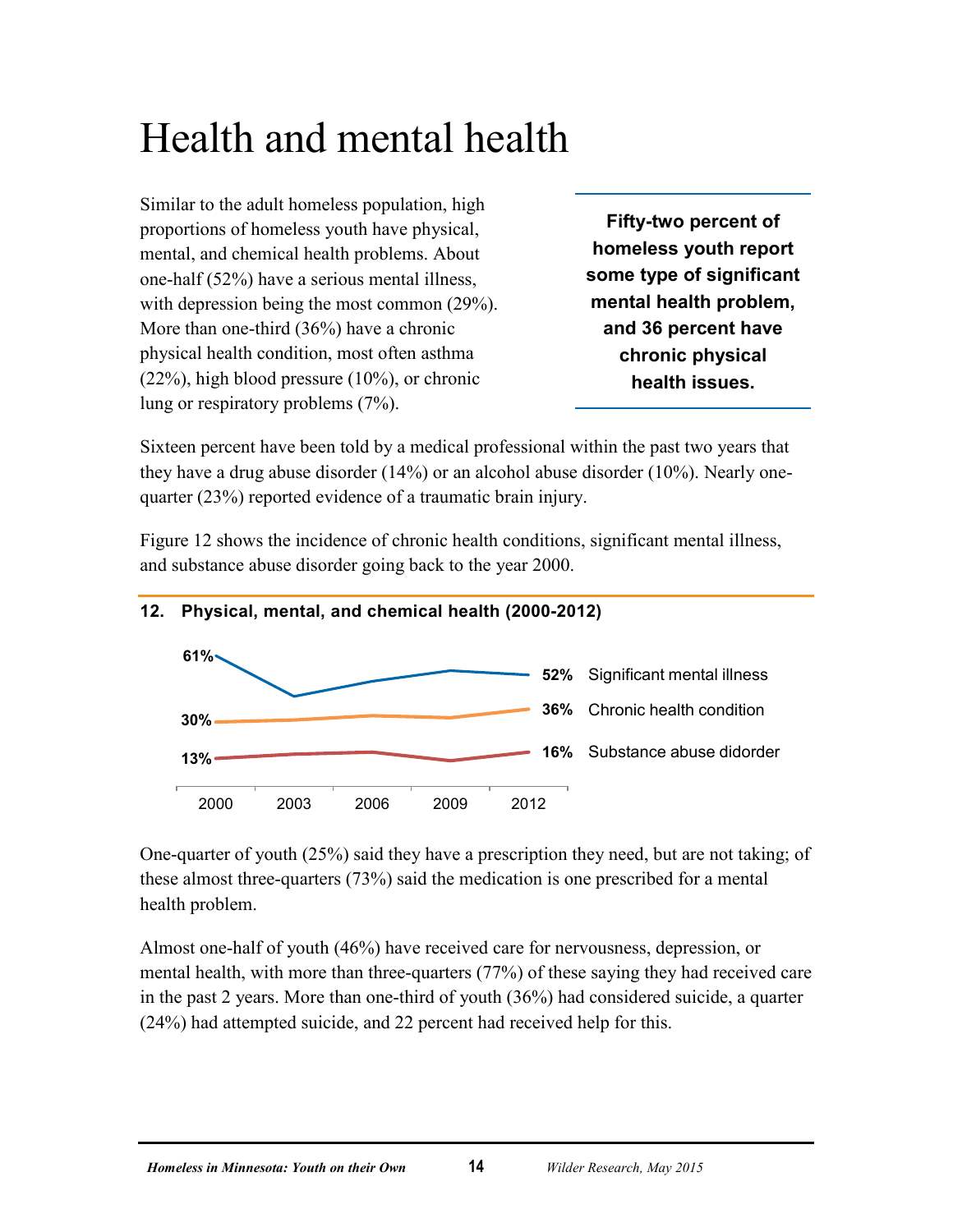# Health and mental health

Similar to the adult homeless population, high proportions of homeless youth have physical, mental, and chemical health problems. About one-half (52%) have a serious mental illness, with depression being the most common (29%). More than one-third (36%) have a chronic physical health condition, most often asthma (22%), high blood pressure (10%), or chronic lung or respiratory problems (7%).

**Fifty-two percent of homeless youth report some type of significant mental health problem, and 36 percent have chronic physical health issues.**

Sixteen percent have been told by a medical professional within the past two years that they have a drug abuse disorder (14%) or an alcohol abuse disorder (10%). Nearly one-quarter (23%) reported evidence of a traumatic brain injury.

Figure 12 shows the incidence of chronic health conditions, significant mental illness, and substance abuse disorder going back to the year 2000.

**12. Physical, mental, and chemical health (2000-2012)**

| | 2000 | 2003 | 2006 | 2009 | 2012 |
|---|---|---|---|---|---|
| Significant mental illness | 61% | | | | 52% |
| Chronic health condition | 30% | | | | 36% |
| Substance abuse didorder | 13% | | | | 16% |

One-quarter of youth (25%) said they have a prescription they need, but are not taking; of these almost three-quarters (73%) said the medication is one prescribed for a mental health problem.

Almost one-half of youth (46%) have received care for nervousness, depression, or mental health, with more than three-quarters (77%) of these saying they had received care in the past 2 years. More than one-third of youth (36%) had considered suicide, a quarter (24%) had attempted suicide, and 22 percent had received help for this.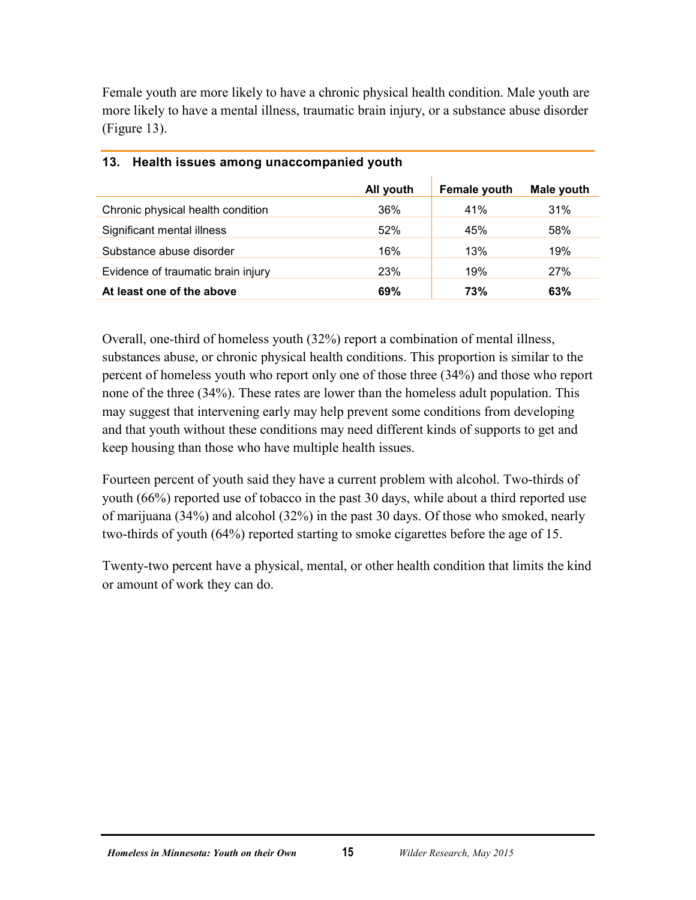Female youth are more likely to have a chronic physical health condition. Male youth are more likely to have a mental illness, traumatic brain injury, or a substance abuse disorder (Figure 13).

**13. Health issues among unaccompanied youth**

| | All youth | Female youth | Male youth |
|---|---|---|---|
| Chronic physical health condition | 36% | 41% | 31% |
| Significant mental illness | 52% | 45% | 58% |
| Substance abuse disorder | 16% | 13% | 19% |
| Evidence of traumatic brain injury | 23% | 19% | 27% |
| **At least one of the above** | **69%** | **73%** | **63%** |

Overall, one-third of homeless youth (32%) report a combination of mental illness, substances abuse, or chronic physical health conditions. This proportion is similar to the percent of homeless youth who report only one of those three (34%) and those who report none of the three (34%). These rates are lower than the homeless adult population. This may suggest that intervening early may help prevent some conditions from developing and that youth without these conditions may need different kinds of supports to get and keep housing than those who have multiple health issues.

Fourteen percent of youth said they have a current problem with alcohol. Two-thirds of youth (66%) reported use of tobacco in the past 30 days, while about a third reported use of marijuana (34%) and alcohol (32%) in the past 30 days. Of those who smoked, nearly two-thirds of youth (64%) reported starting to smoke cigarettes before the age of 15.

Twenty-two percent have a physical, mental, or other health condition that limits the kind or amount of work they can do.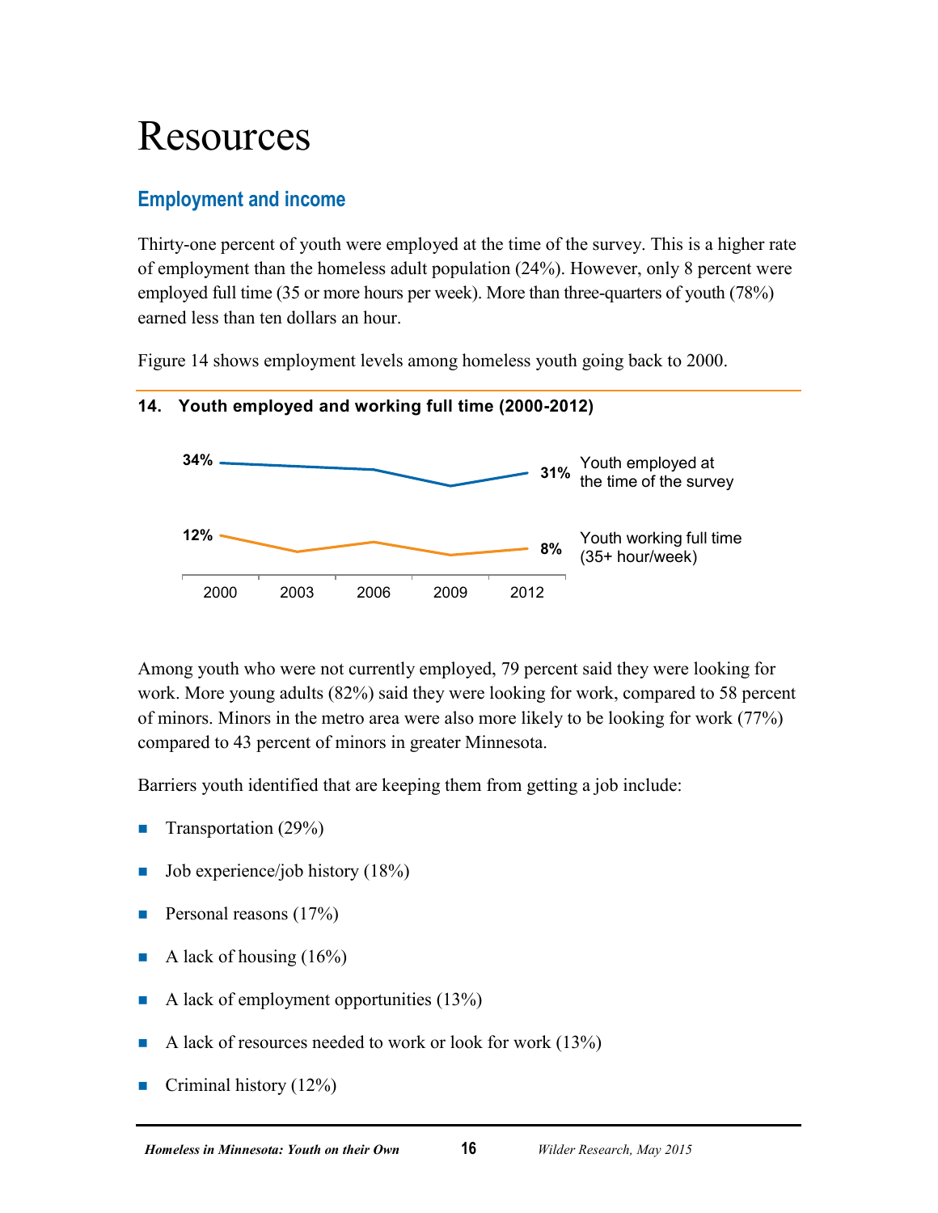# Resources

## Employment and income

Thirty-one percent of youth were employed at the time of the survey. This is a higher rate of employment than the homeless adult population (24%). However, only 8 percent were employed full time (35 or more hours per week). More than three-quarters of youth (78%) earned less than ten dollars an hour.

Figure 14 shows employment levels among homeless youth going back to 2000.

**14. Youth employed and working full time (2000-2012)**

| | 2000 | 2003 | 2006 | 2009 | 2012 |
|---|---|---|---|---|---|
| Youth employed at the time of the survey | 34% | | | | 31% |
| Youth working full time (35+ hour/week) | 12% | | | | 8% |

Among youth who were not currently employed, 79 percent said they were looking for work. More young adults (82%) said they were looking for work, compared to 58 percent of minors. Minors in the metro area were also more likely to be looking for work (77%) compared to 43 percent of minors in greater Minnesota.

Barriers youth identified that are keeping them from getting a job include:

- Transportation (29%)
- Job experience/job history (18%)
- Personal reasons (17%)
- A lack of housing (16%)
- A lack of employment opportunities (13%)
- A lack of resources needed to work or look for work (13%)
- Criminal history (12%)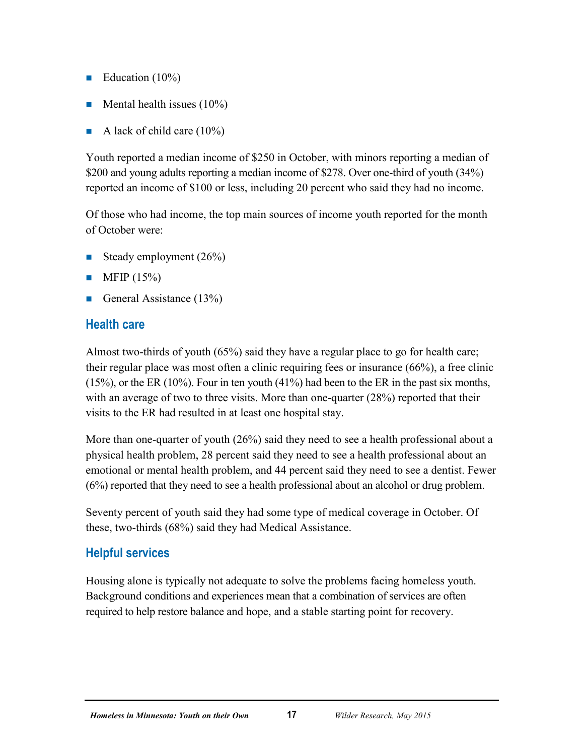- Education (10%)
- Mental health issues (10%)
- A lack of child care (10%)

Youth reported a median income of $250 in October, with minors reporting a median of $200 and young adults reporting a median income of $278. Over one-third of youth (34%) reported an income of $100 or less, including 20 percent who said they had no income.

Of those who had income, the top main sources of income youth reported for the month of October were:

- Steady employment (26%)
- MFIP (15%)
- General Assistance (13%)

## Health care

Almost two-thirds of youth (65%) said they have a regular place to go for health care; their regular place was most often a clinic requiring fees or insurance (66%), a free clinic (15%), or the ER (10%). Four in ten youth (41%) had been to the ER in the past six months, with an average of two to three visits. More than one-quarter (28%) reported that their visits to the ER had resulted in at least one hospital stay.

More than one-quarter of youth (26%) said they need to see a health professional about a physical health problem, 28 percent said they need to see a health professional about an emotional or mental health problem, and 44 percent said they need to see a dentist. Fewer (6%) reported that they need to see a health professional about an alcohol or drug problem.

Seventy percent of youth said they had some type of medical coverage in October. Of these, two-thirds (68%) said they had Medical Assistance.

## Helpful services

Housing alone is typically not adequate to solve the problems facing homeless youth. Background conditions and experiences mean that a combination of services are often required to help restore balance and hope, and a stable starting point for recovery.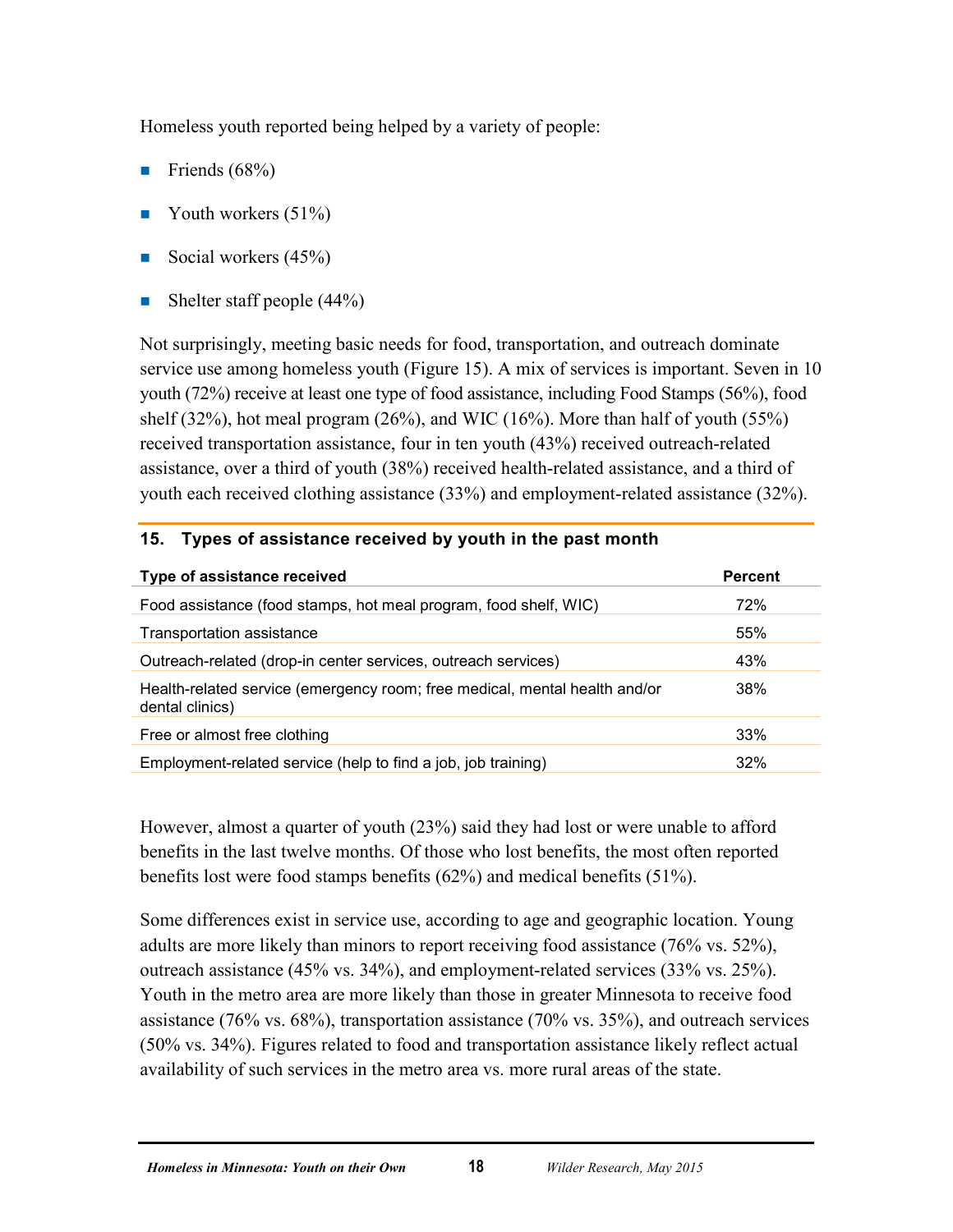Homeless youth reported being helped by a variety of people:

- Friends (68%)
- Youth workers (51%)
- Social workers (45%)
- Shelter staff people (44%)

Not surprisingly, meeting basic needs for food, transportation, and outreach dominate service use among homeless youth (Figure 15). A mix of services is important. Seven in 10 youth (72%) receive at least one type of food assistance, including Food Stamps (56%), food shelf (32%), hot meal program (26%), and WIC (16%). More than half of youth (55%) received transportation assistance, four in ten youth (43%) received outreach-related assistance, over a third of youth (38%) received health-related assistance, and a third of youth each received clothing assistance (33%) and employment-related assistance (32%).

**15. Types of assistance received by youth in the past month**

| Type of assistance received | Percent |
|---|---|
| Food assistance (food stamps, hot meal program, food shelf, WIC) | 72% |
| Transportation assistance | 55% |
| Outreach-related (drop-in center services, outreach services) | 43% |
| Health-related service (emergency room; free medical, mental health and/or dental clinics) | 38% |
| Free or almost free clothing | 33% |
| Employment-related service (help to find a job, job training) | 32% |

However, almost a quarter of youth (23%) said they had lost or were unable to afford benefits in the last twelve months. Of those who lost benefits, the most often reported benefits lost were food stamps benefits (62%) and medical benefits (51%).

Some differences exist in service use, according to age and geographic location. Young adults are more likely than minors to report receiving food assistance (76% vs. 52%), outreach assistance (45% vs. 34%), and employment-related services (33% vs. 25%). Youth in the metro area are more likely than those in greater Minnesota to receive food assistance (76% vs. 68%), transportation assistance (70% vs. 35%), and outreach services (50% vs. 34%). Figures related to food and transportation assistance likely reflect actual availability of such services in the metro area vs. more rural areas of the state.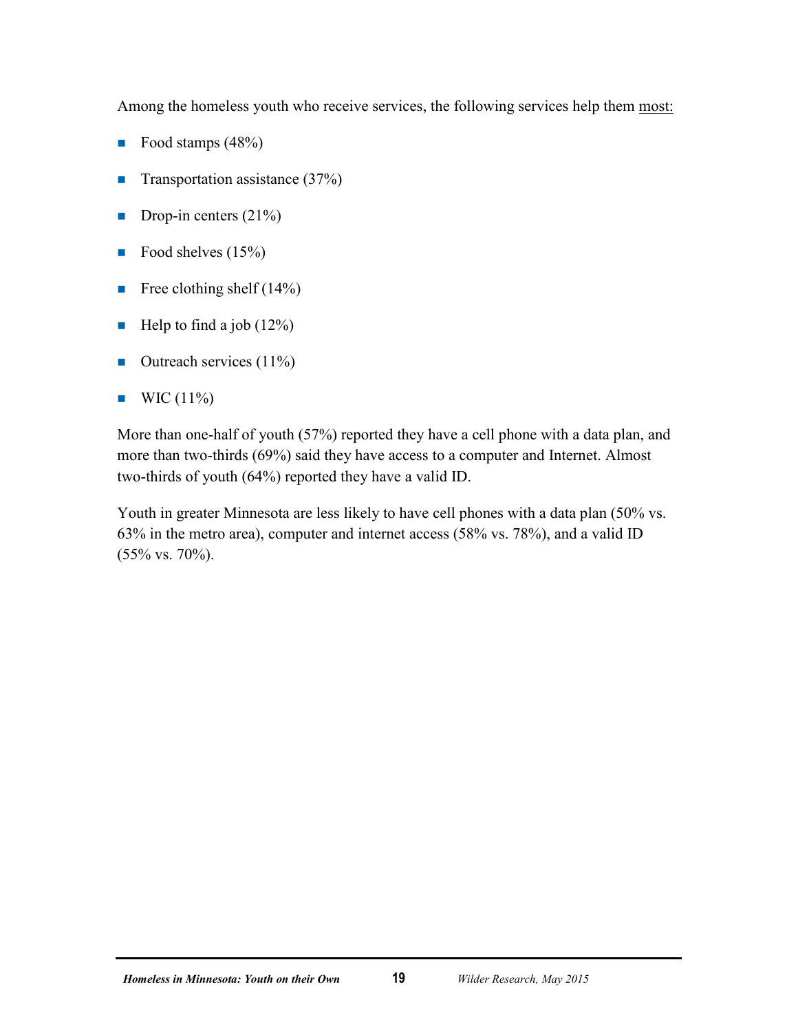Among the homeless youth who receive services, the following services help them most:

- Food stamps (48%)
- Transportation assistance (37%)
- Drop-in centers (21%)
- Food shelves (15%)
- Free clothing shelf (14%)
- Help to find a job (12%)
- Outreach services (11%)
- WIC (11%)

More than one-half of youth (57%) reported they have a cell phone with a data plan, and more than two-thirds (69%) said they have access to a computer and Internet. Almost two-thirds of youth (64%) reported they have a valid ID.

Youth in greater Minnesota are less likely to have cell phones with a data plan (50% vs. 63% in the metro area), computer and internet access (58% vs. 78%), and a valid ID (55% vs. 70%).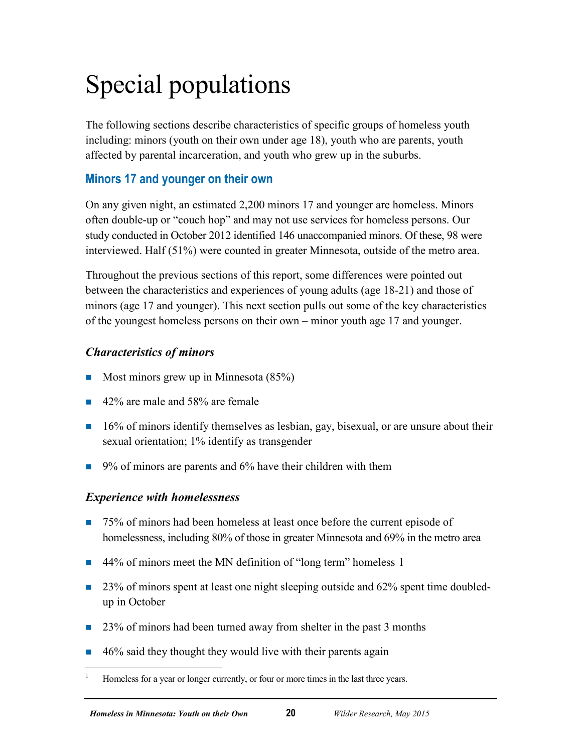# Special populations

The following sections describe characteristics of specific groups of homeless youth including: minors (youth on their own under age 18), youth who are parents, youth affected by parental incarceration, and youth who grew up in the suburbs.

## Minors 17 and younger on their own

On any given night, an estimated 2,200 minors 17 and younger are homeless. Minors often double-up or "couch hop" and may not use services for homeless persons. Our study conducted in October 2012 identified 146 unaccompanied minors. Of these, 98 were interviewed. Half (51%) were counted in greater Minnesota, outside of the metro area.

Throughout the previous sections of this report, some differences were pointed out between the characteristics and experiences of young adults (age 18-21) and those of minors (age 17 and younger). This next section pulls out some of the key characteristics of the youngest homeless persons on their own – minor youth age 17 and younger.

### *Characteristics of minors*

- Most minors grew up in Minnesota (85%)
- 42% are male and 58% are female
- 16% of minors identify themselves as lesbian, gay, bisexual, or are unsure about their sexual orientation; 1% identify as transgender
- 9% of minors are parents and 6% have their children with them

### *Experience with homelessness*

- 75% of minors had been homeless at least once before the current episode of homelessness, including 80% of those in greater Minnesota and 69% in the metro area
- 44% of minors meet the MN definition of "long term" homeless [1]
- 23% of minors spent at least one night sleeping outside and 62% spent time doubled-up in October
- 23% of minors had been turned away from shelter in the past 3 months
- 46% said they thought they would live with their parents again

[1] Homeless for a year or longer currently, or four or more times in the last three years.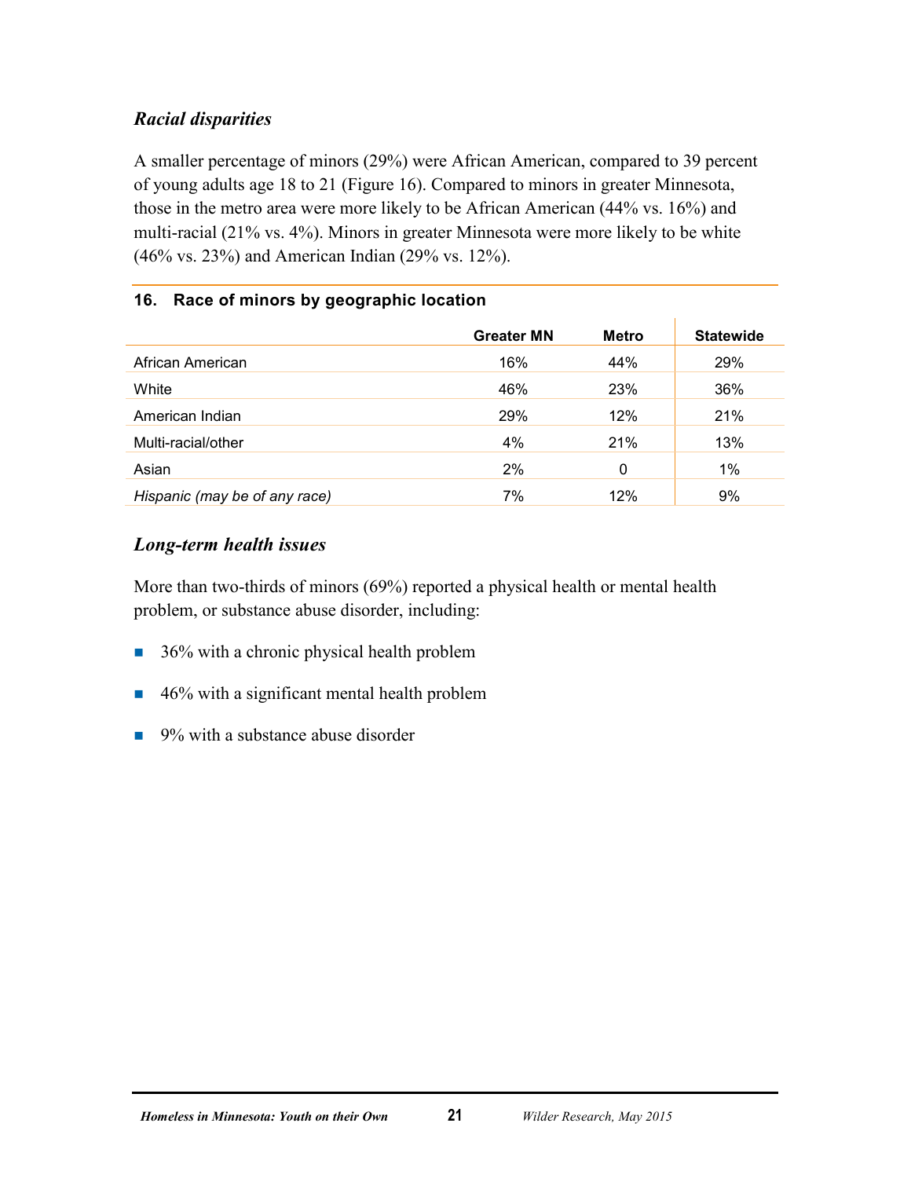### *Racial disparities*

A smaller percentage of minors (29%) were African American, compared to 39 percent of young adults age 18 to 21 (Figure 16). Compared to minors in greater Minnesota, those in the metro area were more likely to be African American (44% vs. 16%) and multi-racial (21% vs. 4%). Minors in greater Minnesota were more likely to be white (46% vs. 23%) and American Indian (29% vs. 12%).

**16. Race of minors by geographic location**

| | Greater MN | Metro | Statewide |
|---|---|---|---|
| African American | 16% | 44% | 29% |
| White | 46% | 23% | 36% |
| American Indian | 29% | 12% | 21% |
| Multi-racial/other | 4% | 21% | 13% |
| Asian | 2% | 0 | 1% |
| *Hispanic (may be of any race)* | 7% | 12% | 9% |

### *Long-term health issues*

More than two-thirds of minors (69%) reported a physical health or mental health problem, or substance abuse disorder, including:

- 36% with a chronic physical health problem
- 46% with a significant mental health problem
- 9% with a substance abuse disorder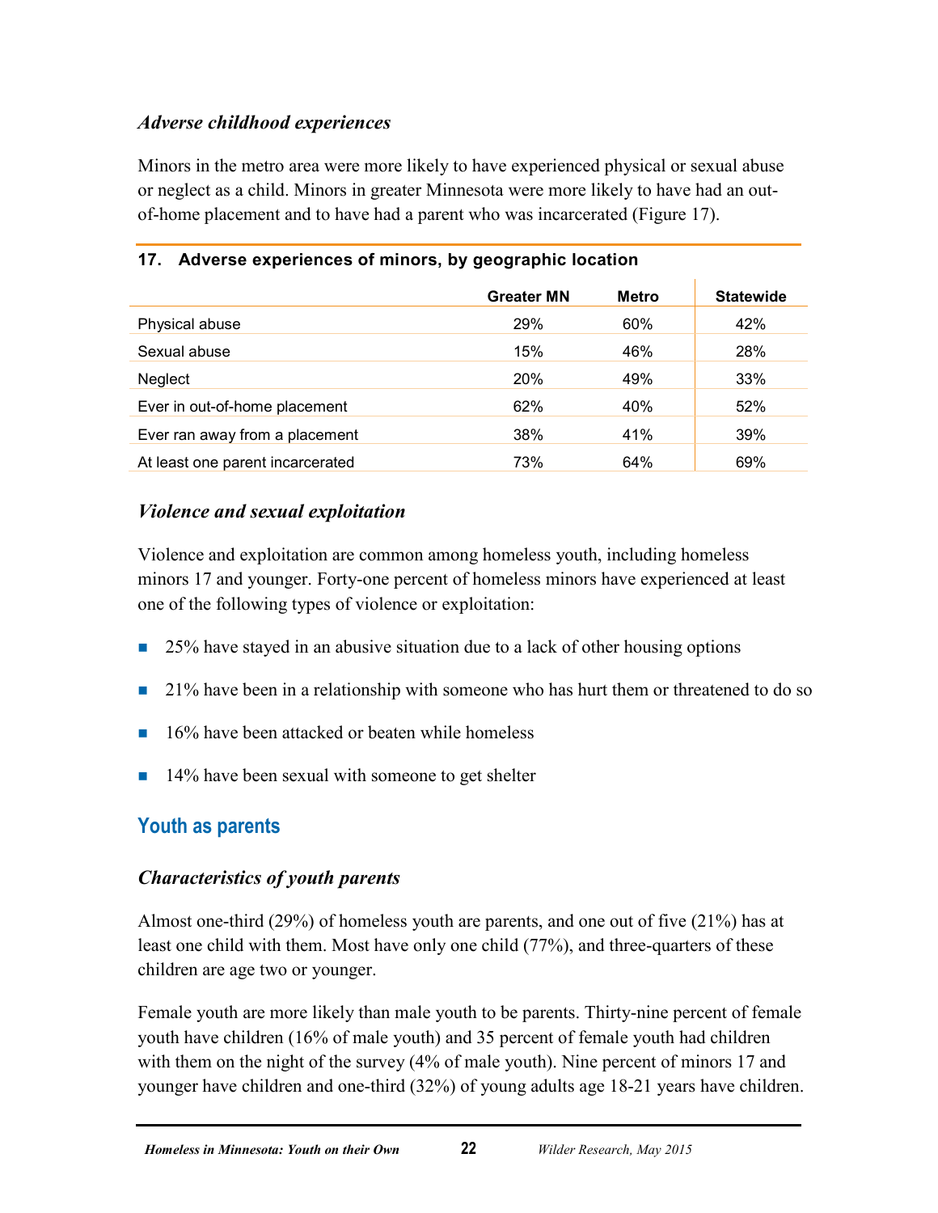### *Adverse childhood experiences*

Minors in the metro area were more likely to have experienced physical or sexual abuse or neglect as a child. Minors in greater Minnesota were more likely to have had an out-of-home placement and to have had a parent who was incarcerated (Figure 17).

**17. Adverse experiences of minors, by geographic location**

| | Greater MN | Metro | Statewide |
|---|---|---|---|
| Physical abuse | 29% | 60% | 42% |
| Sexual abuse | 15% | 46% | 28% |
| Neglect | 20% | 49% | 33% |
| Ever in out-of-home placement | 62% | 40% | 52% |
| Ever ran away from a placement | 38% | 41% | 39% |
| At least one parent incarcerated | 73% | 64% | 69% |

### *Violence and sexual exploitation*

Violence and exploitation are common among homeless youth, including homeless minors 17 and younger. Forty-one percent of homeless minors have experienced at least one of the following types of violence or exploitation:

- 25% have stayed in an abusive situation due to a lack of other housing options
- 21% have been in a relationship with someone who has hurt them or threatened to do so
- 16% have been attacked or beaten while homeless
- 14% have been sexual with someone to get shelter

## Youth as parents

### *Characteristics of youth parents*

Almost one-third (29%) of homeless youth are parents, and one out of five (21%) has at least one child with them. Most have only one child (77%), and three-quarters of these children are age two or younger.

Female youth are more likely than male youth to be parents. Thirty-nine percent of female youth have children (16% of male youth) and 35 percent of female youth had children with them on the night of the survey (4% of male youth). Nine percent of minors 17 and younger have children and one-third (32%) of young adults age 18-21 years have children.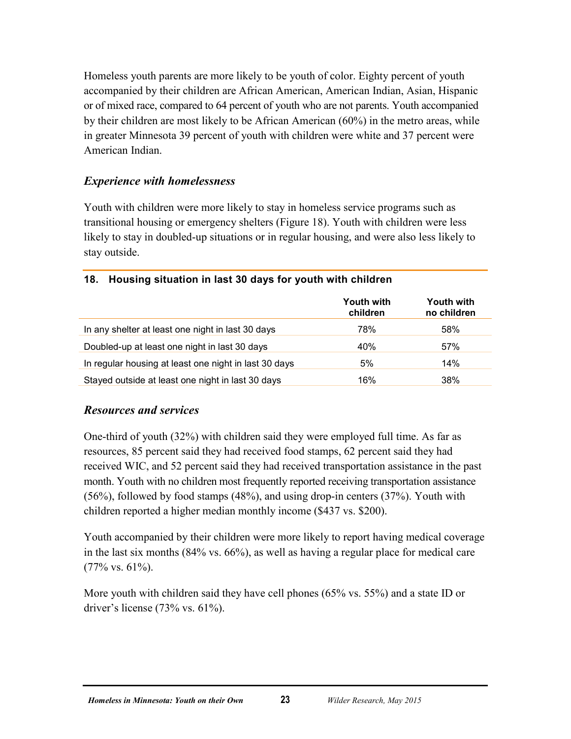Homeless youth parents are more likely to be youth of color. Eighty percent of youth accompanied by their children are African American, American Indian, Asian, Hispanic or of mixed race, compared to 64 percent of youth who are not parents. Youth accompanied by their children are most likely to be African American (60%) in the metro areas, while in greater Minnesota 39 percent of youth with children were white and 37 percent were American Indian.

### *Experience with homelessness*

Youth with children were more likely to stay in homeless service programs such as transitional housing or emergency shelters (Figure 18). Youth with children were less likely to stay in doubled-up situations or in regular housing, and were also less likely to stay outside.

**18. Housing situation in last 30 days for youth with children**

| | Youth with children | Youth with no children |
|---|---|---|
| In any shelter at least one night in last 30 days | 78% | 58% |
| Doubled-up at least one night in last 30 days | 40% | 57% |
| In regular housing at least one night in last 30 days | 5% | 14% |
| Stayed outside at least one night in last 30 days | 16% | 38% |

### *Resources and services*

One-third of youth (32%) with children said they were employed full time. As far as resources, 85 percent said they had received food stamps, 62 percent said they had received WIC, and 52 percent said they had received transportation assistance in the past month. Youth with no children most frequently reported receiving transportation assistance (56%), followed by food stamps (48%), and using drop-in centers (37%). Youth with children reported a higher median monthly income ($437 vs. $200).

Youth accompanied by their children were more likely to report having medical coverage in the last six months (84% vs. 66%), as well as having a regular place for medical care (77% vs. 61%).

More youth with children said they have cell phones (65% vs. 55%) and a state ID or driver's license (73% vs. 61%).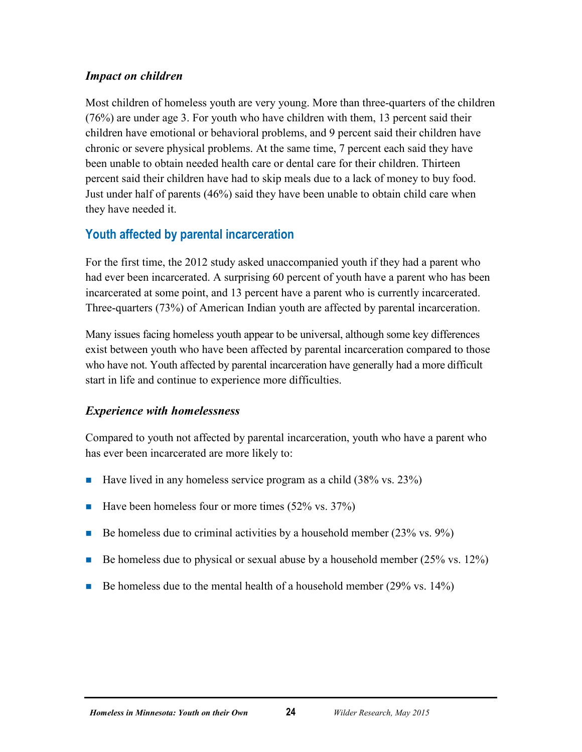### *Impact on children*

Most children of homeless youth are very young. More than three-quarters of the children (76%) are under age 3. For youth who have children with them, 13 percent said their children have emotional or behavioral problems, and 9 percent said their children have chronic or severe physical problems. At the same time, 7 percent each said they have been unable to obtain needed health care or dental care for their children. Thirteen percent said their children have had to skip meals due to a lack of money to buy food. Just under half of parents (46%) said they have been unable to obtain child care when they have needed it.

## Youth affected by parental incarceration

For the first time, the 2012 study asked unaccompanied youth if they had a parent who had ever been incarcerated. A surprising 60 percent of youth have a parent who has been incarcerated at some point, and 13 percent have a parent who is currently incarcerated. Three-quarters (73%) of American Indian youth are affected by parental incarceration.

Many issues facing homeless youth appear to be universal, although some key differences exist between youth who have been affected by parental incarceration compared to those who have not. Youth affected by parental incarceration have generally had a more difficult start in life and continue to experience more difficulties.

### *Experience with homelessness*

Compared to youth not affected by parental incarceration, youth who have a parent who has ever been incarcerated are more likely to:

- Have lived in any homeless service program as a child (38% vs. 23%)
- Have been homeless four or more times (52% vs. 37%)
- Be homeless due to criminal activities by a household member (23% vs. 9%)
- Be homeless due to physical or sexual abuse by a household member (25% vs. 12%)
- Be homeless due to the mental health of a household member (29% vs. 14%)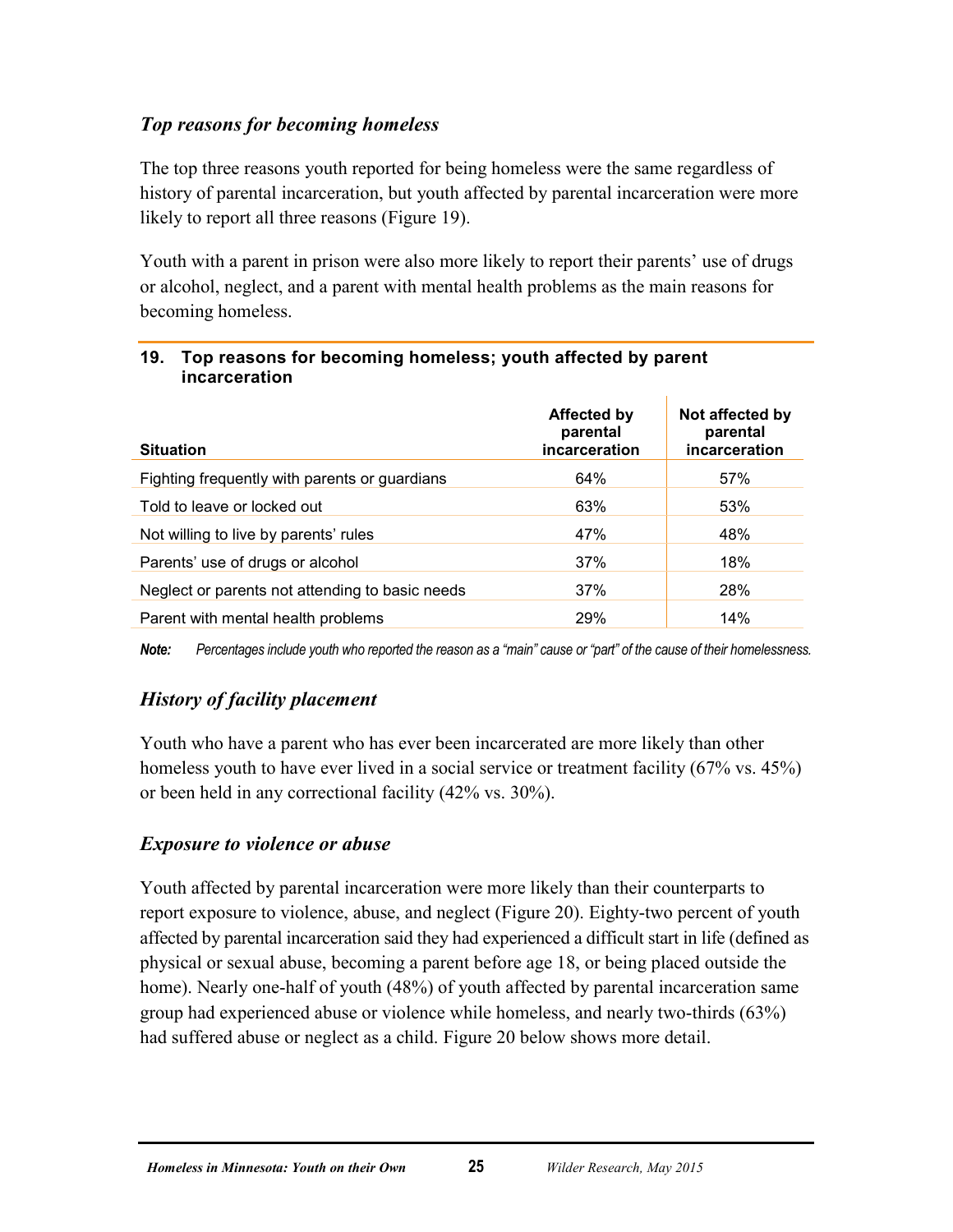### *Top reasons for becoming homeless*

The top three reasons youth reported for being homeless were the same regardless of history of parental incarceration, but youth affected by parental incarceration were more likely to report all three reasons (Figure 19).

Youth with a parent in prison were also more likely to report their parents' use of drugs or alcohol, neglect, and a parent with mental health problems as the main reasons for becoming homeless.

**19. Top reasons for becoming homeless; youth affected by parent incarceration**

| Situation | Affected by parental incarceration | Not affected by parental incarceration |
|---|---|---|
| Fighting frequently with parents or guardians | 64% | 57% |
| Told to leave or locked out | 63% | 53% |
| Not willing to live by parents' rules | 47% | 48% |
| Parents' use of drugs or alcohol | 37% | 18% |
| Neglect or parents not attending to basic needs | 37% | 28% |
| Parent with mental health problems | 29% | 14% |

***Note:*** *Percentages include youth who reported the reason as a "main" cause or "part" of the cause of their homelessness.*

### *History of facility placement*

Youth who have a parent who has ever been incarcerated are more likely than other homeless youth to have ever lived in a social service or treatment facility (67% vs. 45%) or been held in any correctional facility (42% vs. 30%).

### *Exposure to violence or abuse*

Youth affected by parental incarceration were more likely than their counterparts to report exposure to violence, abuse, and neglect (Figure 20). Eighty-two percent of youth affected by parental incarceration said they had experienced a difficult start in life (defined as physical or sexual abuse, becoming a parent before age 18, or being placed outside the home). Nearly one-half of youth (48%) of youth affected by parental incarceration same group had experienced abuse or violence while homeless, and nearly two-thirds (63%) had suffered abuse or neglect as a child. Figure 20 below shows more detail.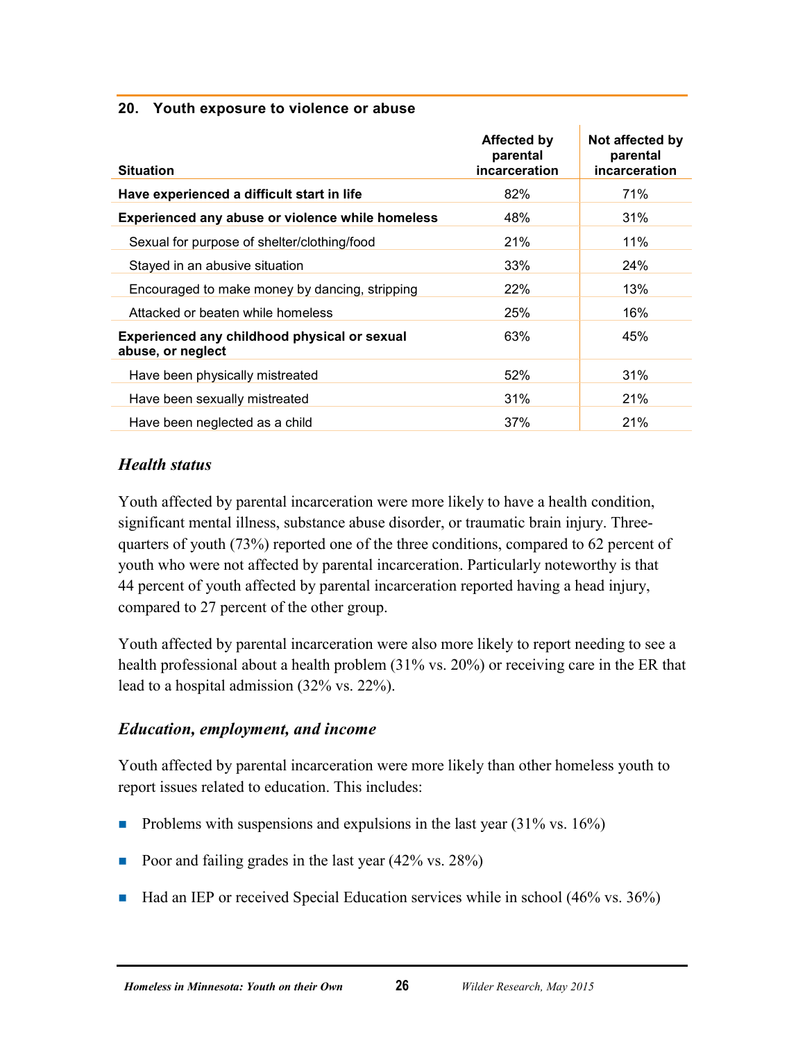### 20. Youth exposure to violence or abuse

| Situation | Affected by parental incarceration | Not affected by parental incarceration |
|---|---|---|
| **Have experienced a difficult start in life** | 82% | 71% |
| **Experienced any abuse or violence while homeless** | 48% | 31% |
| Sexual for purpose of shelter/clothing/food | 21% | 11% |
| Stayed in an abusive situation | 33% | 24% |
| Encouraged to make money by dancing, stripping | 22% | 13% |
| Attacked or beaten while homeless | 25% | 16% |
| **Experienced any childhood physical or sexual abuse, or neglect** | 63% | 45% |
| Have been physically mistreated | 52% | 31% |
| Have been sexually mistreated | 31% | 21% |
| Have been neglected as a child | 37% | 21% |

## *Health status*

Youth affected by parental incarceration were more likely to have a health condition, significant mental illness, substance abuse disorder, or traumatic brain injury. Three-quarters of youth (73%) reported one of the three conditions, compared to 62 percent of youth who were not affected by parental incarceration. Particularly noteworthy is that 44 percent of youth affected by parental incarceration reported having a head injury, compared to 27 percent of the other group.

Youth affected by parental incarceration were also more likely to report needing to see a health professional about a health problem (31% vs. 20%) or receiving care in the ER that lead to a hospital admission (32% vs. 22%).

## *Education, employment, and income*

Youth affected by parental incarceration were more likely than other homeless youth to report issues related to education. This includes:

- Problems with suspensions and expulsions in the last year (31% vs. 16%)
- Poor and failing grades in the last year (42% vs. 28%)
- Had an IEP or received Special Education services while in school (46% vs. 36%)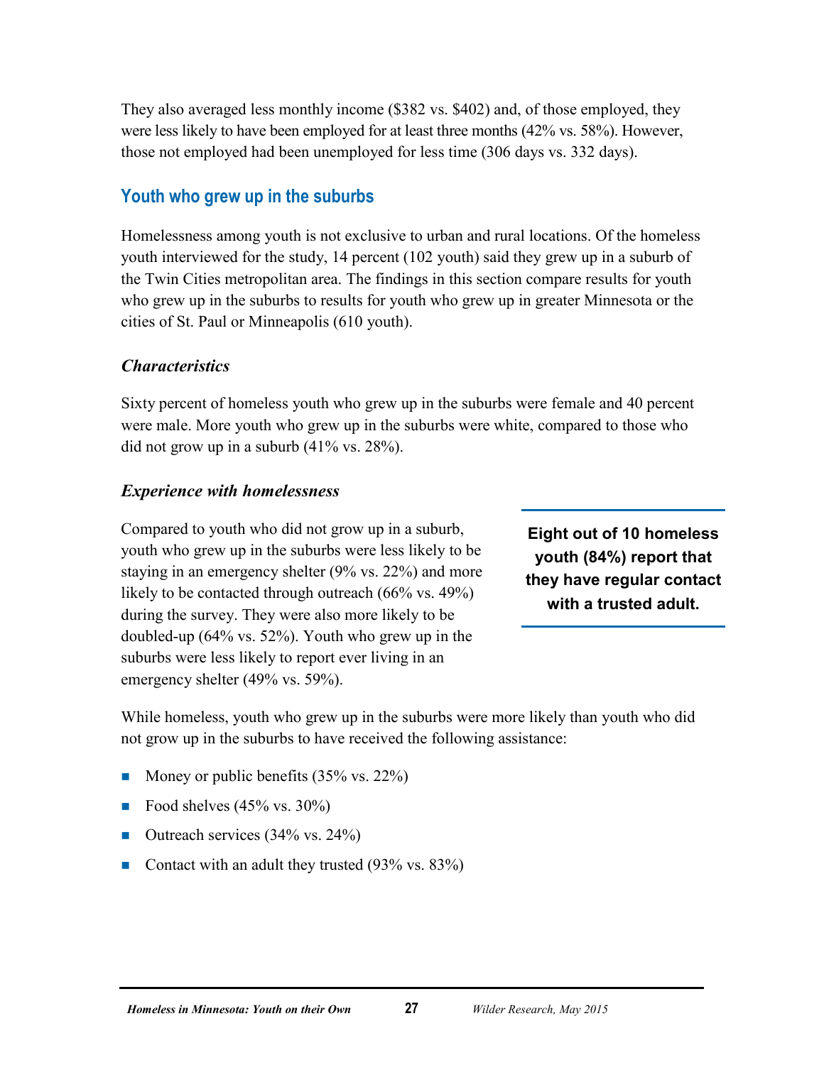They also averaged less monthly income ($382 vs. $402) and, of those employed, they were less likely to have been employed for at least three months (42% vs. 58%). However, those not employed had been unemployed for less time (306 days vs. 332 days).

## Youth who grew up in the suburbs

Homelessness among youth is not exclusive to urban and rural locations. Of the homeless youth interviewed for the study, 14 percent (102 youth) said they grew up in a suburb of the Twin Cities metropolitan area. The findings in this section compare results for youth who grew up in the suburbs to results for youth who grew up in greater Minnesota or the cities of St. Paul or Minneapolis (610 youth).

### *Characteristics*

Sixty percent of homeless youth who grew up in the suburbs were female and 40 percent were male. More youth who grew up in the suburbs were white, compared to those who did not grow up in a suburb (41% vs. 28%).

### *Experience with homelessness*

Compared to youth who did not grow up in a suburb, youth who grew up in the suburbs were less likely to be staying in an emergency shelter (9% vs. 22%) and more likely to be contacted through outreach (66% vs. 49%) during the survey. They were also more likely to be doubled-up (64% vs. 52%). Youth who grew up in the suburbs were less likely to report ever living in an emergency shelter (49% vs. 59%).

**Eight out of 10 homeless youth (84%) report that they have regular contact with a trusted adult.**

While homeless, youth who grew up in the suburbs were more likely than youth who did not grow up in the suburbs to have received the following assistance:

- Money or public benefits (35% vs. 22%)
- Food shelves (45% vs. 30%)
- Outreach services (34% vs. 24%)
- Contact with an adult they trusted (93% vs. 83%)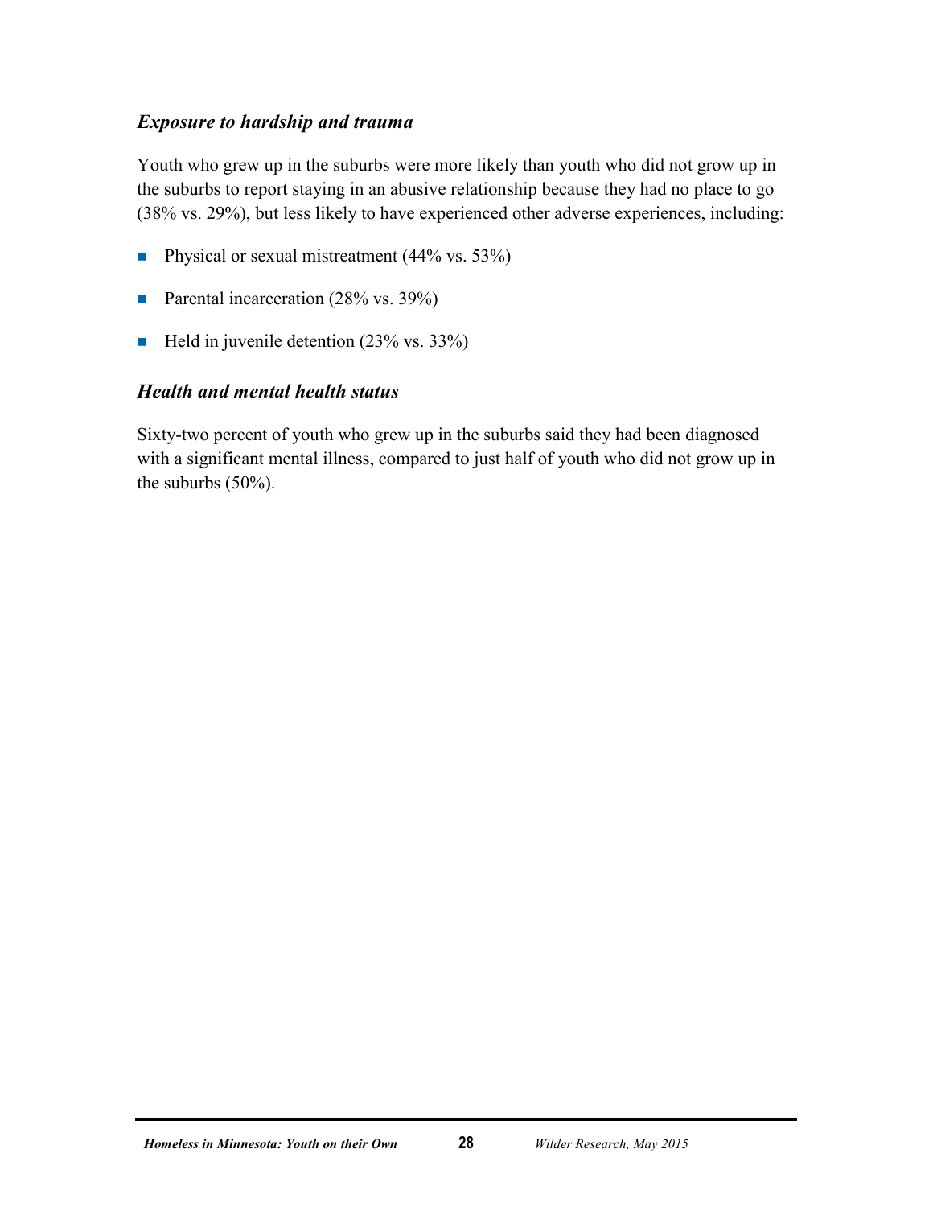### *Exposure to hardship and trauma*

Youth who grew up in the suburbs were more likely than youth who did not grow up in the suburbs to report staying in an abusive relationship because they had no place to go (38% vs. 29%), but less likely to have experienced other adverse experiences, including:

- Physical or sexual mistreatment (44% vs. 53%)
- Parental incarceration (28% vs. 39%)
- Held in juvenile detention (23% vs. 33%)

### *Health and mental health status*

Sixty-two percent of youth who grew up in the suburbs said they had been diagnosed with a significant mental illness, compared to just half of youth who did not grow up in the suburbs (50%).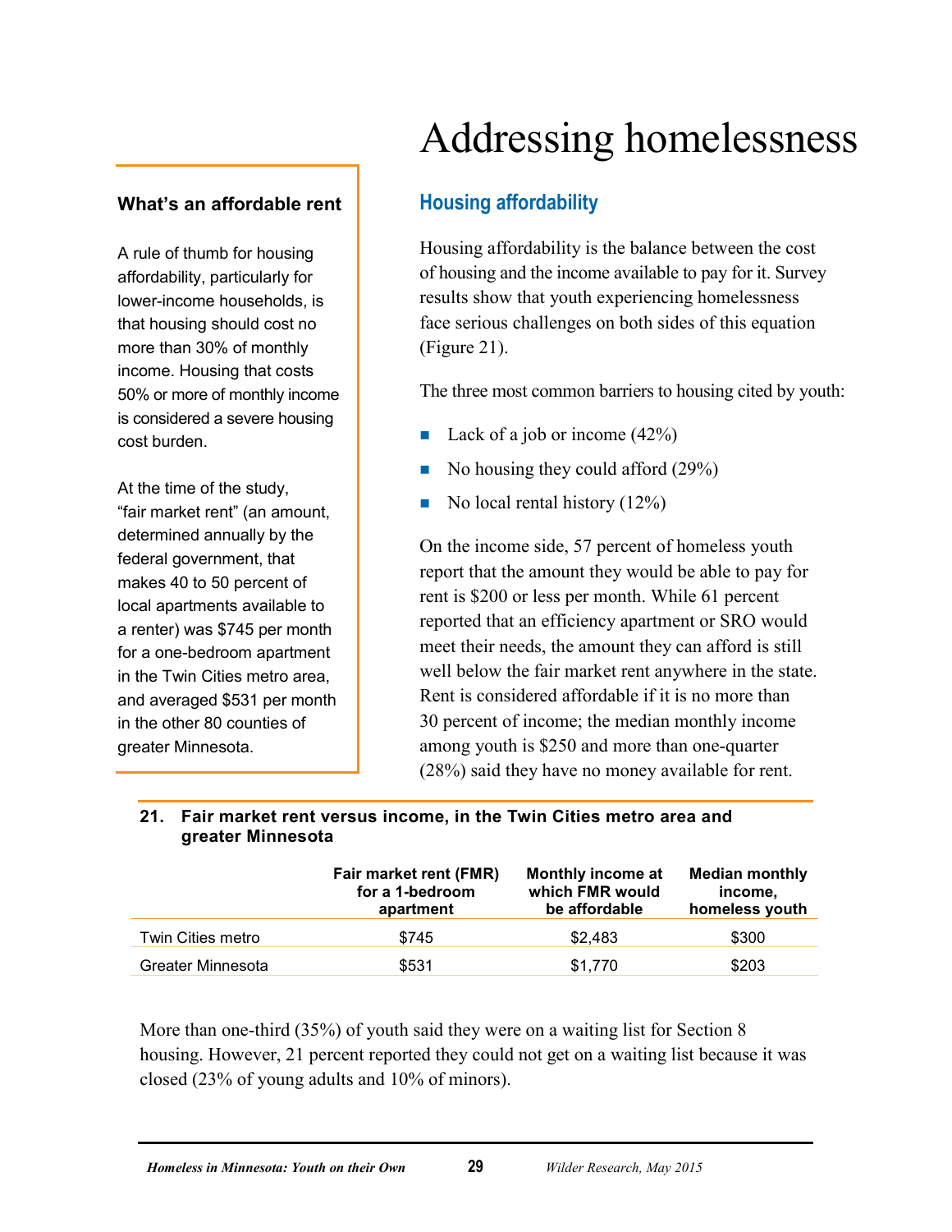# Addressing homelessness

## Housing affordability

Housing affordability is the balance between the cost of housing and the income available to pay for it. Survey results show that youth experiencing homelessness face serious challenges on both sides of this equation (Figure 21).

The three most common barriers to housing cited by youth:

- Lack of a job or income (42%)
- No housing they could afford (29%)
- No local rental history (12%)

On the income side, 57 percent of homeless youth report that the amount they would be able to pay for rent is $200 or less per month. While 61 percent reported that an efficiency apartment or SRO would meet their needs, the amount they can afford is still well below the fair market rent anywhere in the state. Rent is considered affordable if it is no more than 30 percent of income; the median monthly income among youth is $250 and more than one-quarter (28%) said they have no money available for rent.

**What's an affordable rent**

A rule of thumb for housing affordability, particularly for lower-income households, is that housing should cost no more than 30% of monthly income. Housing that costs 50% or more of monthly income is considered a severe housing cost burden.

At the time of the study, "fair market rent" (an amount, determined annually by the federal government, that makes 40 to 50 percent of local apartments available to a renter) was $745 per month for a one-bedroom apartment in the Twin Cities metro area, and averaged $531 per month in the other 80 counties of greater Minnesota.

**21. Fair market rent versus income, in the Twin Cities metro area and greater Minnesota**

| | Fair market rent (FMR) for a 1-bedroom apartment | Monthly income at which FMR would be affordable | Median monthly income, homeless youth |
|---|---|---|---|
| Twin Cities metro | $745 | $2,483 | $300 |
| Greater Minnesota | $531 | $1,770 | $203 |

More than one-third (35%) of youth said they were on a waiting list for Section 8 housing. However, 21 percent reported they could not get on a waiting list because it was closed (23% of young adults and 10% of minors).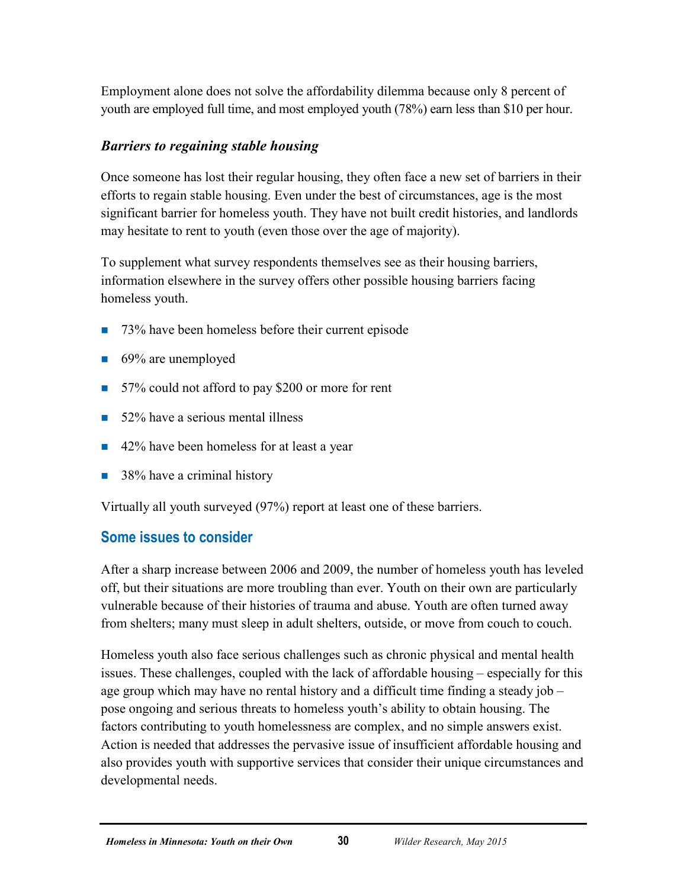Employment alone does not solve the affordability dilemma because only 8 percent of youth are employed full time, and most employed youth (78%) earn less than $10 per hour.

### *Barriers to regaining stable housing*

Once someone has lost their regular housing, they often face a new set of barriers in their efforts to regain stable housing. Even under the best of circumstances, age is the most significant barrier for homeless youth. They have not built credit histories, and landlords may hesitate to rent to youth (even those over the age of majority).

To supplement what survey respondents themselves see as their housing barriers, information elsewhere in the survey offers other possible housing barriers facing homeless youth.

- 73% have been homeless before their current episode
- 69% are unemployed
- 57% could not afford to pay $200 or more for rent
- 52% have a serious mental illness
- 42% have been homeless for at least a year
- 38% have a criminal history

Virtually all youth surveyed (97%) report at least one of these barriers.

## Some issues to consider

After a sharp increase between 2006 and 2009, the number of homeless youth has leveled off, but their situations are more troubling than ever. Youth on their own are particularly vulnerable because of their histories of trauma and abuse. Youth are often turned away from shelters; many must sleep in adult shelters, outside, or move from couch to couch.

Homeless youth also face serious challenges such as chronic physical and mental health issues. These challenges, coupled with the lack of affordable housing – especially for this age group which may have no rental history and a difficult time finding a steady job – pose ongoing and serious threats to homeless youth's ability to obtain housing. The factors contributing to youth homelessness are complex, and no simple answers exist. Action is needed that addresses the pervasive issue of insufficient affordable housing and also provides youth with supportive services that consider their unique circumstances and developmental needs.